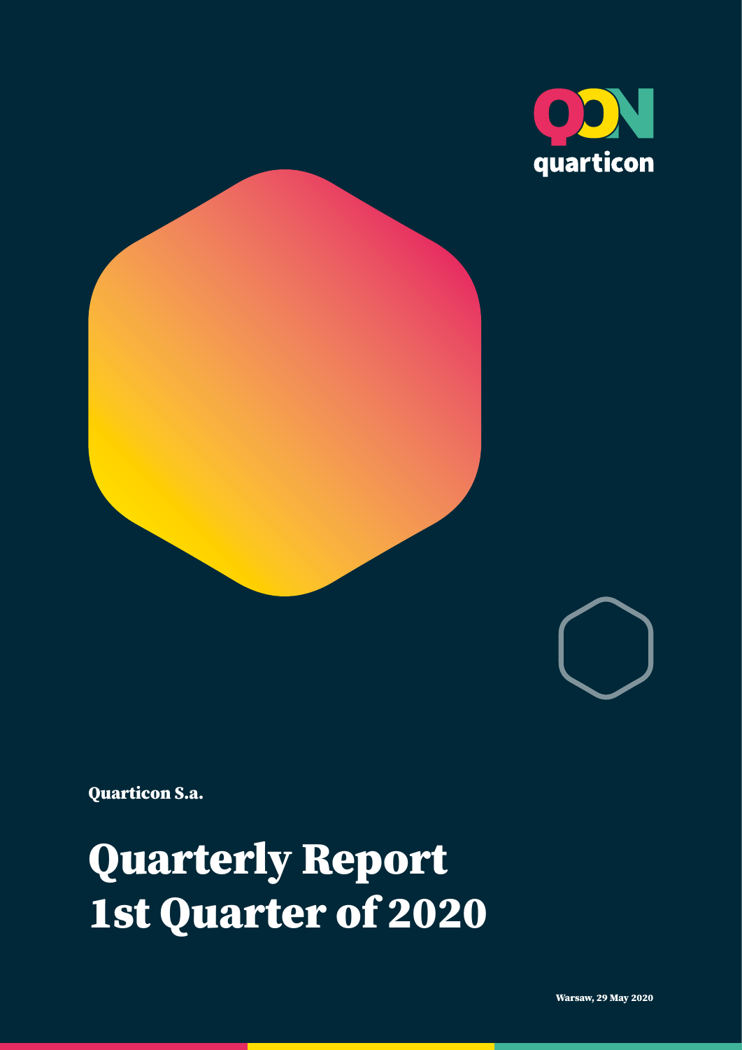quarticon

Quarticon S.a.

# Quarterly Report 1st Quarter of 2020

Warsaw, 29 May 2020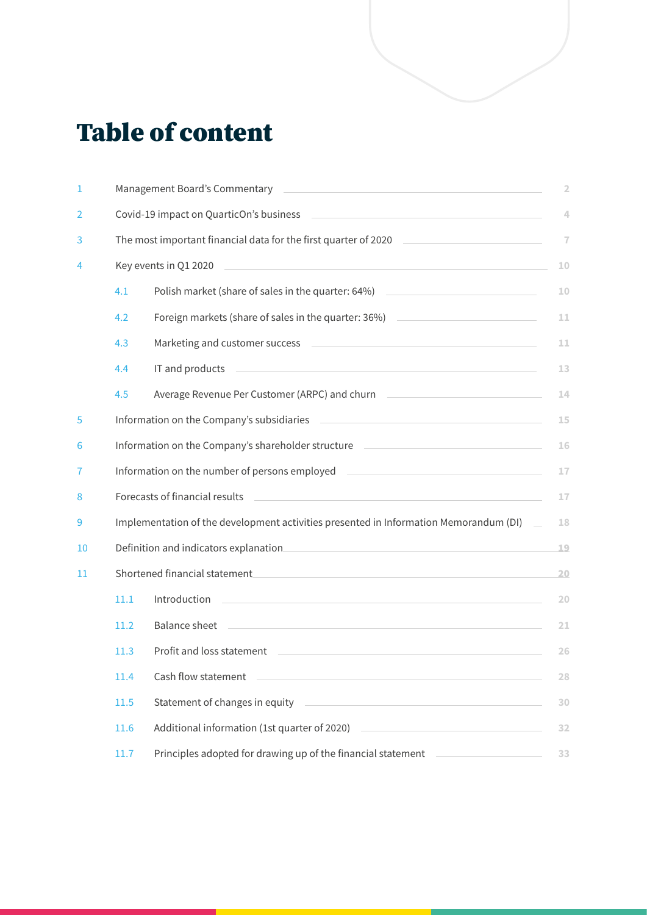# Table of content

| | | | |
|---|---|---|---|
| 1 | Management Board's Commentary | | 2 |
| 2 | Covid-19 impact on QuarticOn's business | | 4 |
| 3 | The most important financial data for the first quarter of 2020 | | 7 |
| 4 | Key events in Q1 2020 | | 10 |
| | 4.1 | Polish market (share of sales in the quarter: 64%) | 10 |
| | 4.2 | Foreign markets (share of sales in the quarter: 36%) | 11 |
| | 4.3 | Marketing and customer success | 11 |
| | 4.4 | IT and products | 13 |
| | 4.5 | Average Revenue Per Customer (ARPC) and churn | 14 |
| 5 | Information on the Company's subsidiaries | | 15 |
| 6 | Information on the Company's shareholder structure | | 16 |
| 7 | Information on the number of persons employed | | 17 |
| 8 | Forecasts of financial results | | 17 |
| 9 | Implementation of the development activities presented in Information Memorandum (DI) | | 18 |
| 10 | Definition and indicators explanation | | 19 |
| 11 | Shortened financial statement | | 20 |
| | 11.1 | Introduction | 20 |
| | 11.2 | Balance sheet | 21 |
| | 11.3 | Profit and loss statement | 26 |
| | 11.4 | Cash flow statement | 28 |
| | 11.5 | Statement of changes in equity | 30 |
| | 11.6 | Additional information (1st quarter of 2020) | 32 |
| | 11.7 | Principles adopted for drawing up of the financial statement | 33 |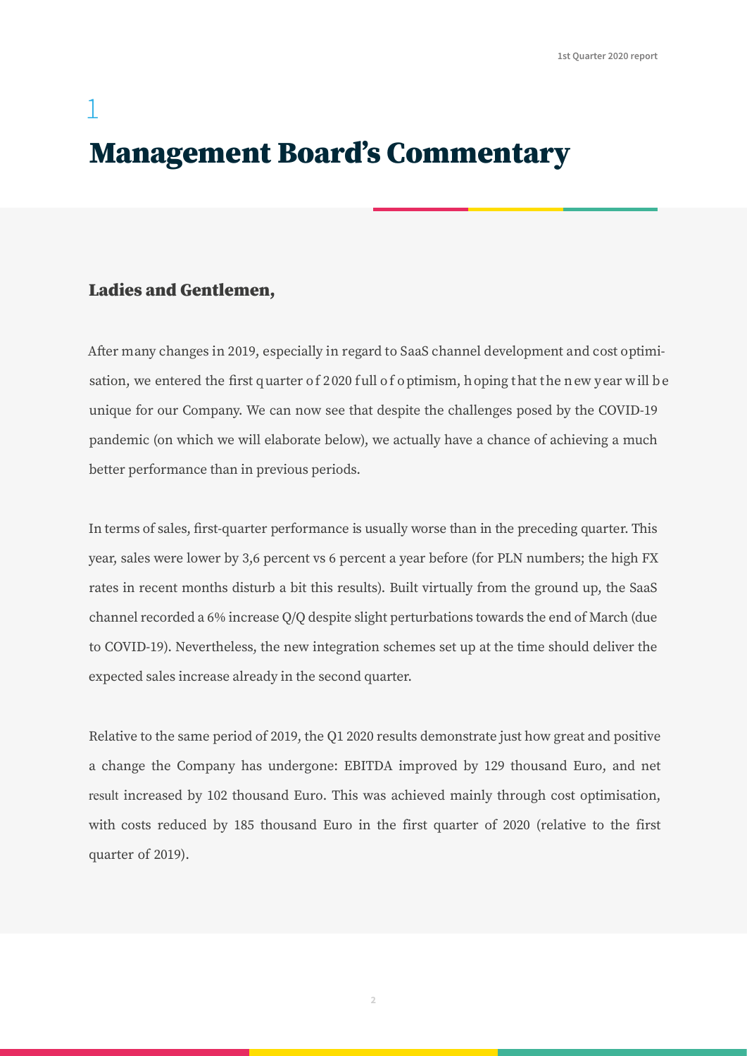# 1 Management Board's Commentary

## Ladies and Gentlemen,

After many changes in 2019, especially in regard to SaaS channel development and cost optimisation, we entered the first quarter of 2020 full of optimism, hoping that the new year will be unique for our Company. We can now see that despite the challenges posed by the COVID-19 pandemic (on which we will elaborate below), we actually have a chance of achieving a much better performance than in previous periods.

In terms of sales, first-quarter performance is usually worse than in the preceding quarter. This year, sales were lower by 3,6 percent vs 6 percent a year before (for PLN numbers; the high FX rates in recent months disturb a bit this results). Built virtually from the ground up, the SaaS channel recorded a 6% increase Q/Q despite slight perturbations towards the end of March (due to COVID-19). Nevertheless, the new integration schemes set up at the time should deliver the expected sales increase already in the second quarter.

Relative to the same period of 2019, the Q1 2020 results demonstrate just how great and positive a change the Company has undergone: EBITDA improved by 129 thousand Euro, and net result increased by 102 thousand Euro. This was achieved mainly through cost optimisation, with costs reduced by 185 thousand Euro in the first quarter of 2020 (relative to the first quarter of 2019).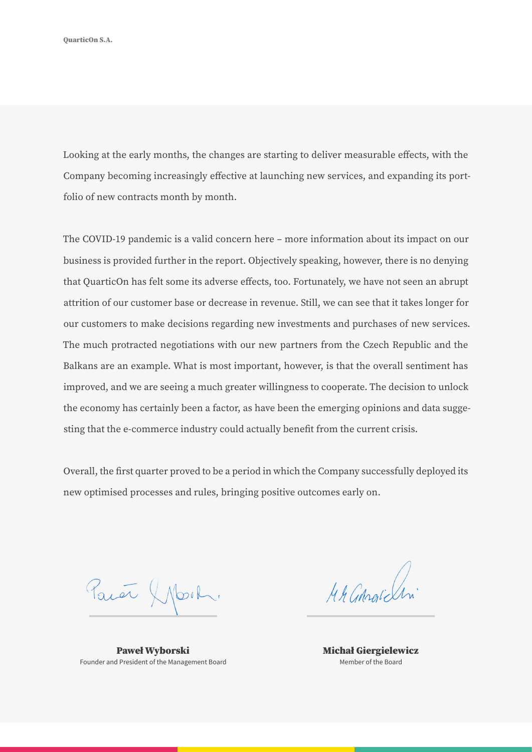Looking at the early months, the changes are starting to deliver measurable effects, with the Company becoming increasingly effective at launching new services, and expanding its portfolio of new contracts month by month.

The COVID-19 pandemic is a valid concern here – more information about its impact on our business is provided further in the report. Objectively speaking, however, there is no denying that QuarticOn has felt some its adverse effects, too. Fortunately, we have not seen an abrupt attrition of our customer base or decrease in revenue. Still, we can see that it takes longer for our customers to make decisions regarding new investments and purchases of new services. The much protracted negotiations with our new partners from the Czech Republic and the Balkans are an example. What is most important, however, is that the overall sentiment has improved, and we are seeing a much greater willingness to cooperate. The decision to unlock the economy has certainly been a factor, as have been the emerging opinions and data suggesting that the e-commerce industry could actually benefit from the current crisis.

Overall, the first quarter proved to be a period in which the Company successfully deployed its new optimised processes and rules, bringing positive outcomes early on.

**Paweł Wyborski**
Founder and President of the Management Board

**Michał Giergielewicz**
Member of the Board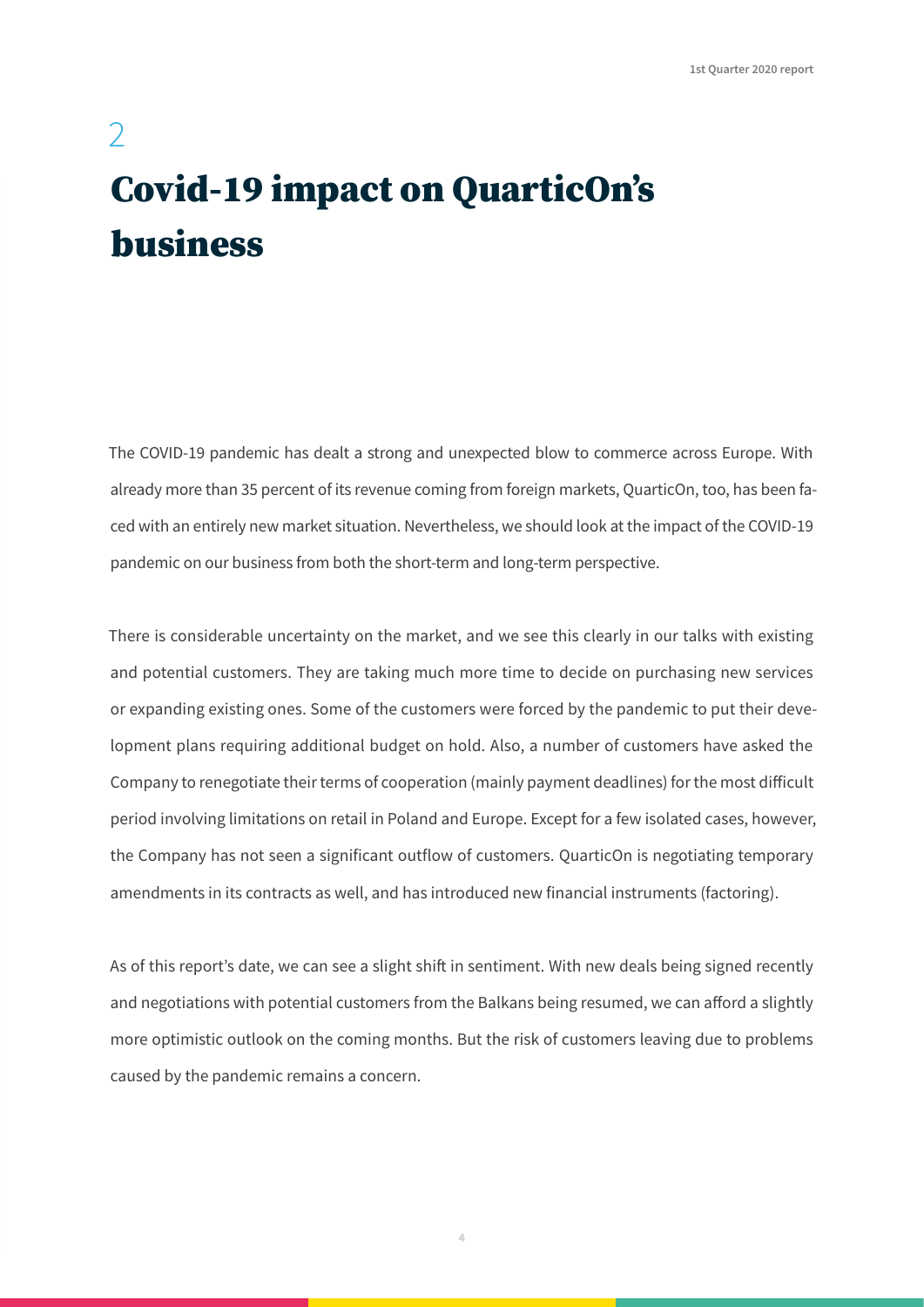## 2

# Covid-19 impact on QuarticOn's business

The COVID-19 pandemic has dealt a strong and unexpected blow to commerce across Europe. With already more than 35 percent of its revenue coming from foreign markets, QuarticOn, too, has been faced with an entirely new market situation. Nevertheless, we should look at the impact of the COVID-19 pandemic on our business from both the short-term and long-term perspective.

There is considerable uncertainty on the market, and we see this clearly in our talks with existing and potential customers. They are taking much more time to decide on purchasing new services or expanding existing ones. Some of the customers were forced by the pandemic to put their development plans requiring additional budget on hold. Also, a number of customers have asked the Company to renegotiate their terms of cooperation (mainly payment deadlines) for the most difficult period involving limitations on retail in Poland and Europe. Except for a few isolated cases, however, the Company has not seen a significant outflow of customers. QuarticOn is negotiating temporary amendments in its contracts as well, and has introduced new financial instruments (factoring).

As of this report's date, we can see a slight shift in sentiment. With new deals being signed recently and negotiations with potential customers from the Balkans being resumed, we can afford a slightly more optimistic outlook on the coming months. But the risk of customers leaving due to problems caused by the pandemic remains a concern.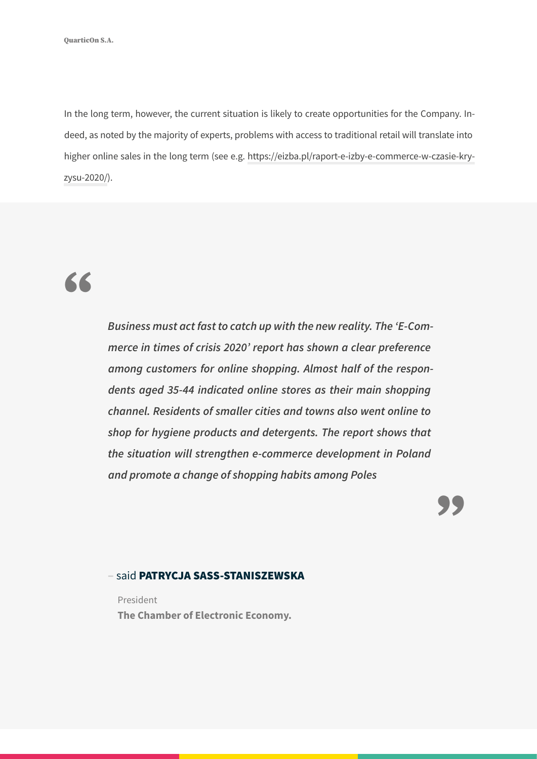In the long term, however, the current situation is likely to create opportunities for the Company. Indeed, as noted by the majority of experts, problems with access to traditional retail will translate into higher online sales in the long term (see e.g. https://eizba.pl/raport-e-izby-e-commerce-w-czasie-kryzysu-2020/).

> *Business must act fast to catch up with the new reality. The 'E-Commerce in times of crisis 2020' report has shown a clear preference among customers for online shopping. Almost half of the respondents aged 35-44 indicated online stores as their main shopping channel. Residents of smaller cities and towns also went online to shop for hygiene products and detergents. The report shows that the situation will strengthen e-commerce development in Poland and promote a change of shopping habits among Poles*

– said **PATRYCJA SASS-STANISZEWSKA**

President
**The Chamber of Electronic Economy.**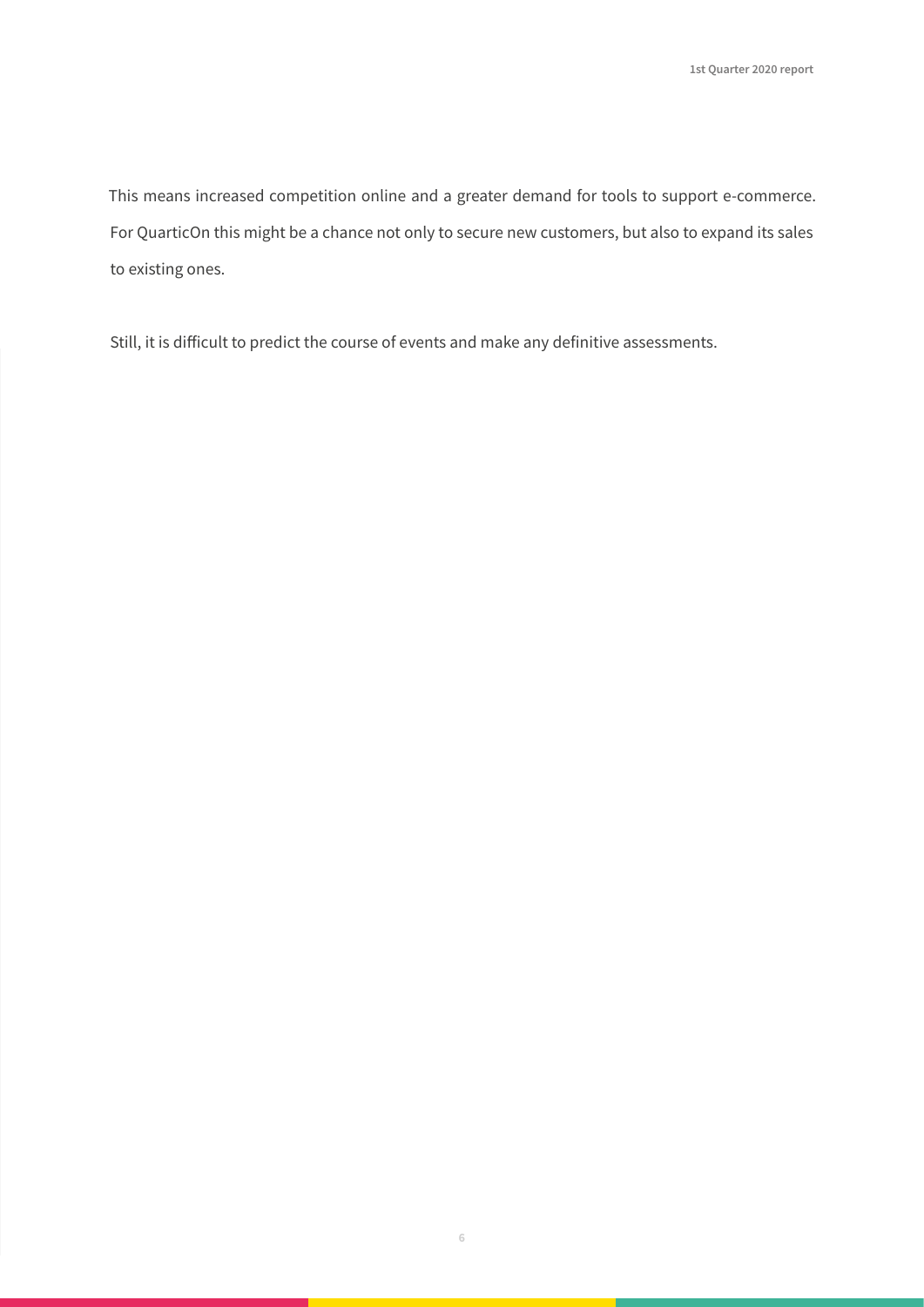This means increased competition online and a greater demand for tools to support e-commerce. For QuarticOn this might be a chance not only to secure new customers, but also to expand its sales to existing ones.

Still, it is difficult to predict the course of events and make any definitive assessments.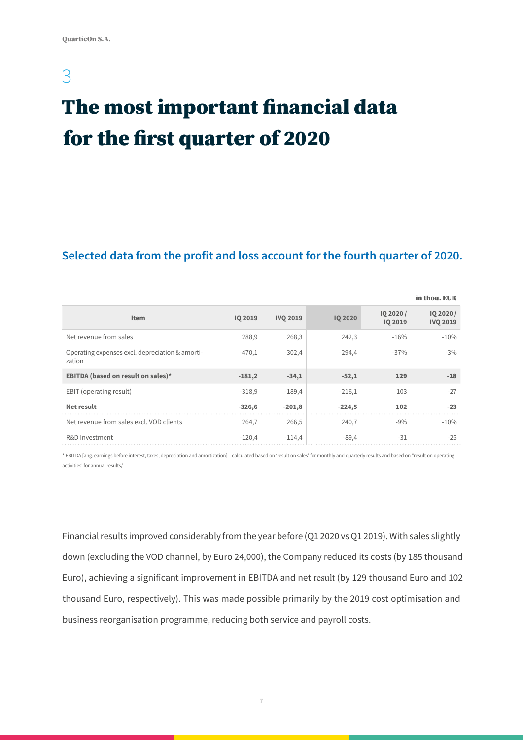# 3

# The most important financial data for the first quarter of 2020

## Selected data from the profit and loss account for the fourth quarter of 2020.

in thou. EUR

| Item | IQ 2019 | IVQ 2019 | IQ 2020 | IQ 2020 / IQ 2019 | IQ 2020 / IVQ 2019 |
|---|---|---|---|---|---|
| Net revenue from sales | 288,9 | 268,3 | 242,3 | -16% | -10% |
| Operating expenses excl. depreciation & amortization | -470,1 | -302,4 | -294,4 | -37% | -3% |
| **EBITDA (based on result on sales)*** | **-181,2** | **-34,1** | **-52,1** | **129** | **-18** |
| EBIT (operating result) | -318,9 | -189,4 | -216,1 | 103 | -27 |
| **Net result** | **-326,6** | **-201,8** | **-224,5** | **102** | **-23** |
| Net revenue from sales excl. VOD clients | 264,7 | 266,5 | 240,7 | -9% | -10% |
| R&D Investment | -120,4 | -114,4 | -89,4 | -31 | -25 |

* EBITDA [ang. earnings before interest, taxes, depreciation and amortization] = calculated based on 'result on sales' for monthly and quarterly results and based on "result on operating activities' for annual results/

Financial results improved considerably from the year before (Q1 2020 vs Q1 2019). With sales slightly down (excluding the VOD channel, by Euro 24,000), the Company reduced its costs (by 185 thousand Euro), achieving a significant improvement in EBITDA and net result (by 129 thousand Euro and 102 thousand Euro, respectively). This was made possible primarily by the 2019 cost optimisation and business reorganisation programme, reducing both service and payroll costs.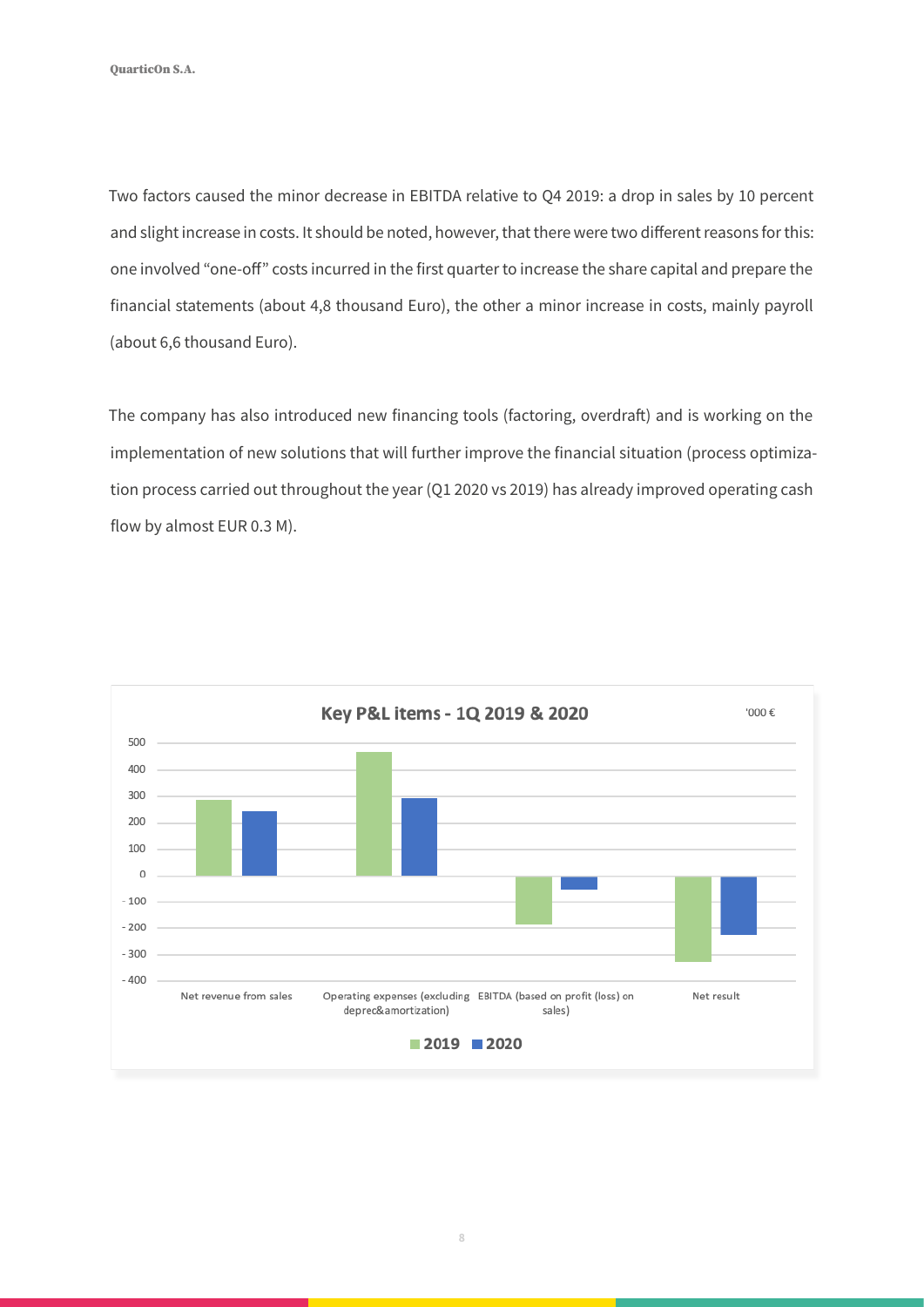Two factors caused the minor decrease in EBITDA relative to Q4 2019: a drop in sales by 10 percent and slight increase in costs. It should be noted, however, that there were two different reasons for this: one involved "one-off" costs incurred in the first quarter to increase the share capital and prepare the financial statements (about 4,8 thousand Euro), the other a minor increase in costs, mainly payroll (about 6,6 thousand Euro).

The company has also introduced new financing tools (factoring, overdraft) and is working on the implementation of new solutions that will further improve the financial situation (process optimization process carried out throughout the year (Q1 2020 vs 2019) has already improved operating cash flow by almost EUR 0.3 M).

**Key P&L items - 1Q 2019 & 2020**

'000 €

Categories: Net revenue from sales; Operating expenses (excluding deprec&amortization); EBITDA (based on profit (loss) on sales); Net result

Legend: 2019, 2020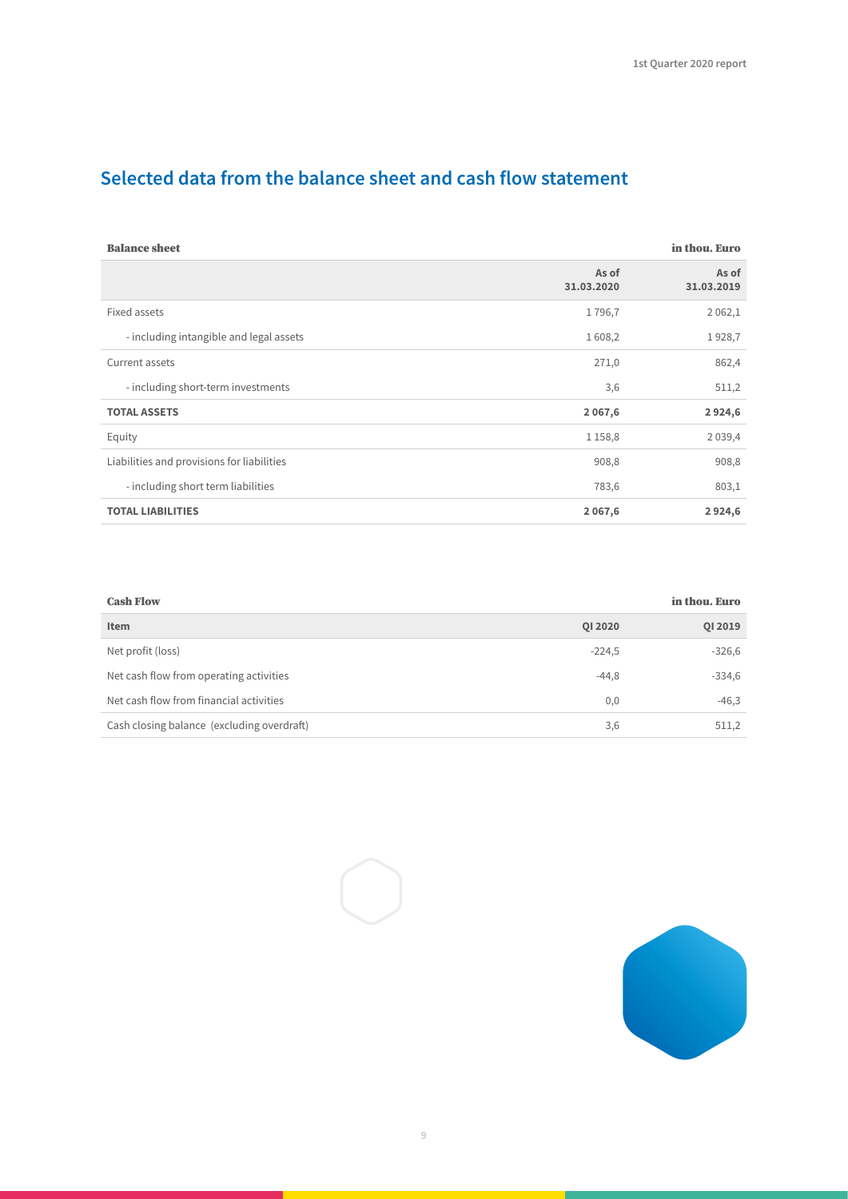## Selected data from the balance sheet and cash flow statement

| Balance sheet | | in thou. Euro |
|---|---|---|
| | As of 31.03.2020 | As of 31.03.2019 |
| Fixed assets | 1 796,7 | 2 062,1 |
| - including intangible and legal assets | 1 608,2 | 1 928,7 |
| Current assets | 271,0 | 862,4 |
| - including short-term investments | 3,6 | 511,2 |
| **TOTAL ASSETS** | **2 067,6** | **2 924,6** |
| Equity | 1 158,8 | 2 039,4 |
| Liabilities and provisions for liabilities | 908,8 | 908,8 |
| - including short term liabilities | 783,6 | 803,1 |
| **TOTAL LIABILITIES** | **2 067,6** | **2 924,6** |

| Cash Flow | | in thou. Euro |
|---|---|---|
| **Item** | **QI 2020** | **QI 2019** |
| Net profit (loss) | -224,5 | -326,6 |
| Net cash flow from operating activities | -44,8 | -334,6 |
| Net cash flow from financial activities | 0,0 | -46,3 |
| Cash closing balance (excluding overdraft) | 3,6 | 511,2 |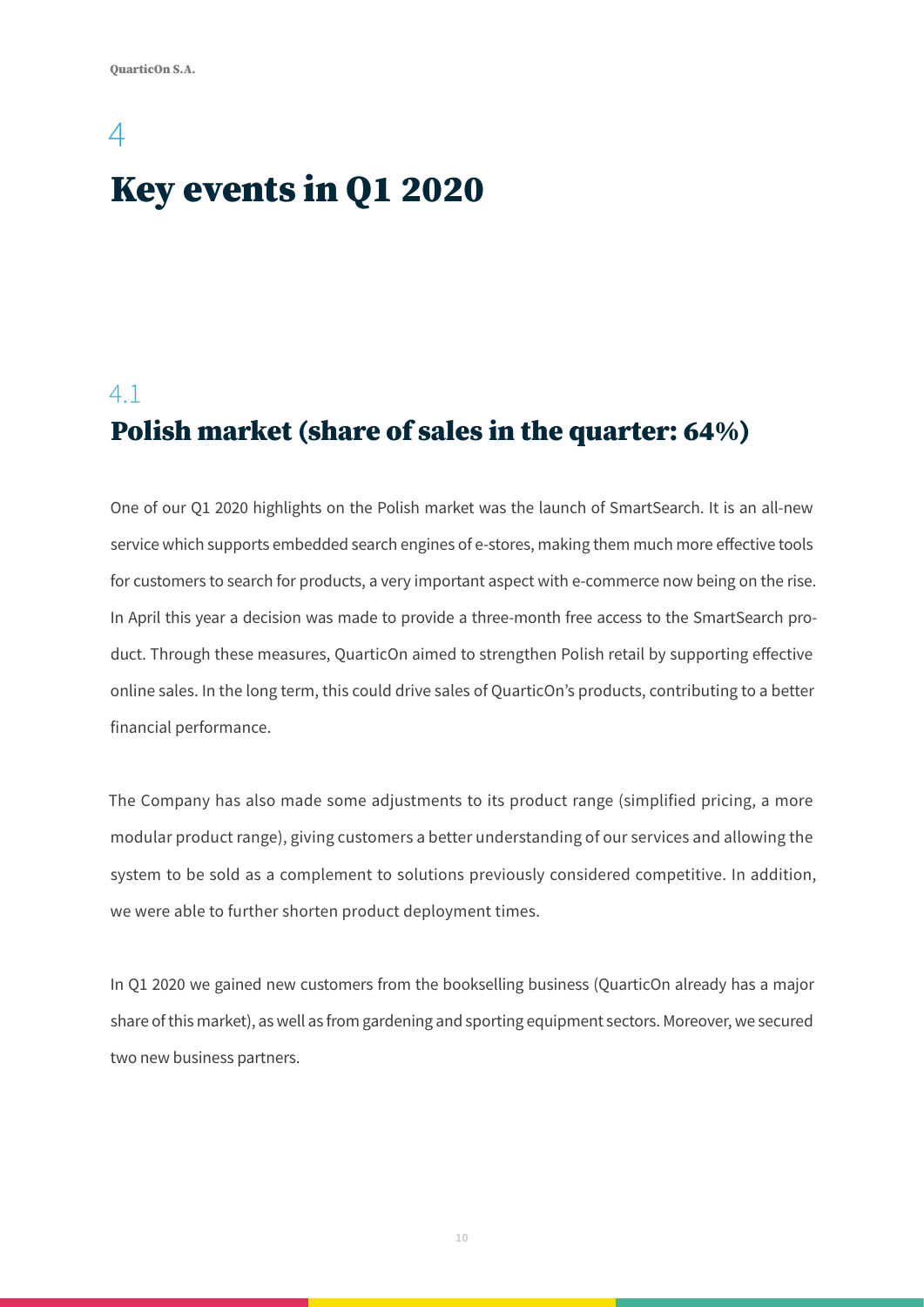# 4

# Key events in Q1 2020

## 4.1

## Polish market (share of sales in the quarter: 64%)

One of our Q1 2020 highlights on the Polish market was the launch of SmartSearch. It is an all-new service which supports embedded search engines of e-stores, making them much more effective tools for customers to search for products, a very important aspect with e-commerce now being on the rise. In April this year a decision was made to provide a three-month free access to the SmartSearch product. Through these measures, QuarticOn aimed to strengthen Polish retail by supporting effective online sales. In the long term, this could drive sales of QuarticOn's products, contributing to a better financial performance.

The Company has also made some adjustments to its product range (simplified pricing, a more modular product range), giving customers a better understanding of our services and allowing the system to be sold as a complement to solutions previously considered competitive. In addition, we were able to further shorten product deployment times.

In Q1 2020 we gained new customers from the bookselling business (QuarticOn already has a major share of this market), as well as from gardening and sporting equipment sectors. Moreover, we secured two new business partners.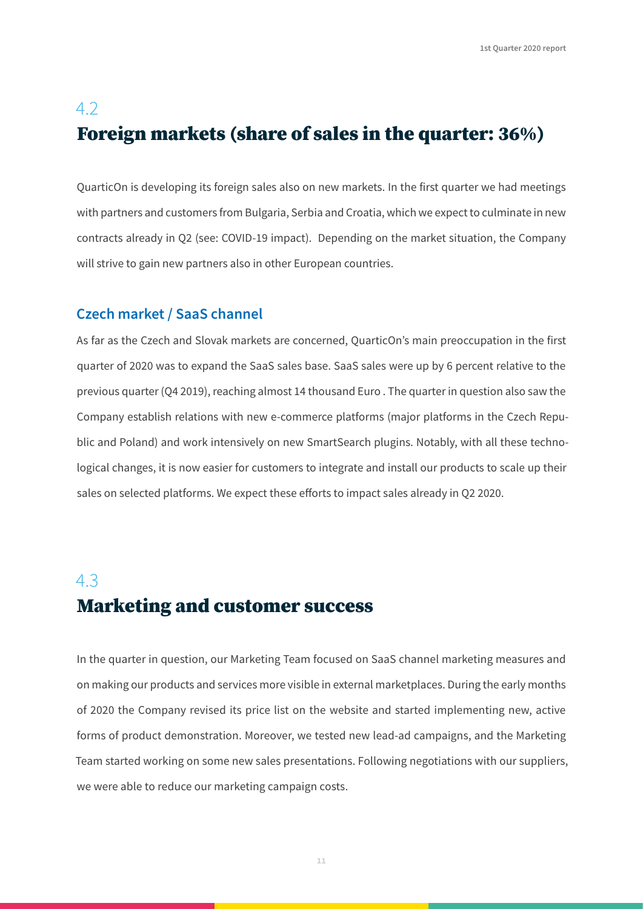## 4.2 Foreign markets (share of sales in the quarter: 36%)

QuarticOn is developing its foreign sales also on new markets. In the first quarter we had meetings with partners and customers from Bulgaria, Serbia and Croatia, which we expect to culminate in new contracts already in Q2 (see: COVID-19 impact). Depending on the market situation, the Company will strive to gain new partners also in other European countries.

### Czech market / SaaS channel

As far as the Czech and Slovak markets are concerned, QuarticOn's main preoccupation in the first quarter of 2020 was to expand the SaaS sales base. SaaS sales were up by 6 percent relative to the previous quarter (Q4 2019), reaching almost 14 thousand Euro . The quarter in question also saw the Company establish relations with new e-commerce platforms (major platforms in the Czech Republic and Poland) and work intensively on new SmartSearch plugins. Notably, with all these technological changes, it is now easier for customers to integrate and install our products to scale up their sales on selected platforms. We expect these efforts to impact sales already in Q2 2020.

## 4.3 Marketing and customer success

In the quarter in question, our Marketing Team focused on SaaS channel marketing measures and on making our products and services more visible in external marketplaces. During the early months of 2020 the Company revised its price list on the website and started implementing new, active forms of product demonstration. Moreover, we tested new lead-ad campaigns, and the Marketing Team started working on some new sales presentations. Following negotiations with our suppliers, we were able to reduce our marketing campaign costs.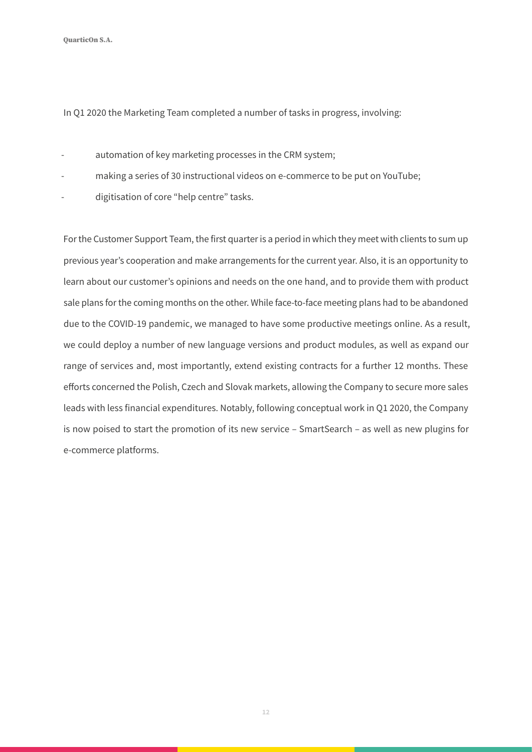In Q1 2020 the Marketing Team completed a number of tasks in progress, involving:

- automation of key marketing processes in the CRM system;
- making a series of 30 instructional videos on e-commerce to be put on YouTube;
- digitisation of core "help centre" tasks.

For the Customer Support Team, the first quarter is a period in which they meet with clients to sum up previous year's cooperation and make arrangements for the current year. Also, it is an opportunity to learn about our customer's opinions and needs on the one hand, and to provide them with product sale plans for the coming months on the other. While face-to-face meeting plans had to be abandoned due to the COVID-19 pandemic, we managed to have some productive meetings online. As a result, we could deploy a number of new language versions and product modules, as well as expand our range of services and, most importantly, extend existing contracts for a further 12 months. These efforts concerned the Polish, Czech and Slovak markets, allowing the Company to secure more sales leads with less financial expenditures. Notably, following conceptual work in Q1 2020, the Company is now poised to start the promotion of its new service – SmartSearch – as well as new plugins for e-commerce platforms.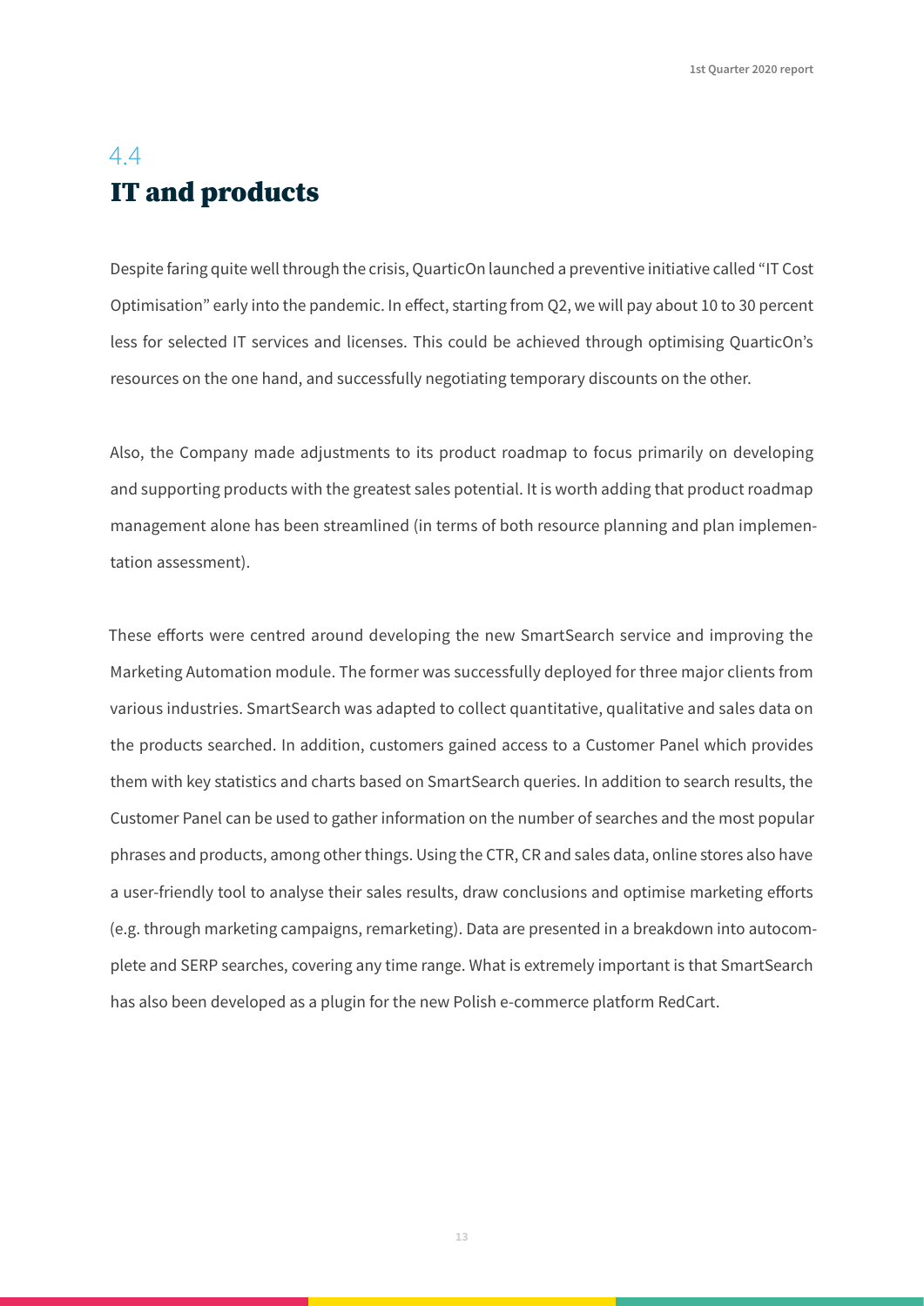## 4.4 IT and products

Despite faring quite well through the crisis, QuarticOn launched a preventive initiative called "IT Cost Optimisation" early into the pandemic. In effect, starting from Q2, we will pay about 10 to 30 percent less for selected IT services and licenses. This could be achieved through optimising QuarticOn's resources on the one hand, and successfully negotiating temporary discounts on the other.

Also, the Company made adjustments to its product roadmap to focus primarily on developing and supporting products with the greatest sales potential. It is worth adding that product roadmap management alone has been streamlined (in terms of both resource planning and plan implementation assessment).

These efforts were centred around developing the new SmartSearch service and improving the Marketing Automation module. The former was successfully deployed for three major clients from various industries. SmartSearch was adapted to collect quantitative, qualitative and sales data on the products searched. In addition, customers gained access to a Customer Panel which provides them with key statistics and charts based on SmartSearch queries. In addition to search results, the Customer Panel can be used to gather information on the number of searches and the most popular phrases and products, among other things. Using the CTR, CR and sales data, online stores also have a user-friendly tool to analyse their sales results, draw conclusions and optimise marketing efforts (e.g. through marketing campaigns, remarketing). Data are presented in a breakdown into autocomplete and SERP searches, covering any time range. What is extremely important is that SmartSearch has also been developed as a plugin for the new Polish e-commerce platform RedCart.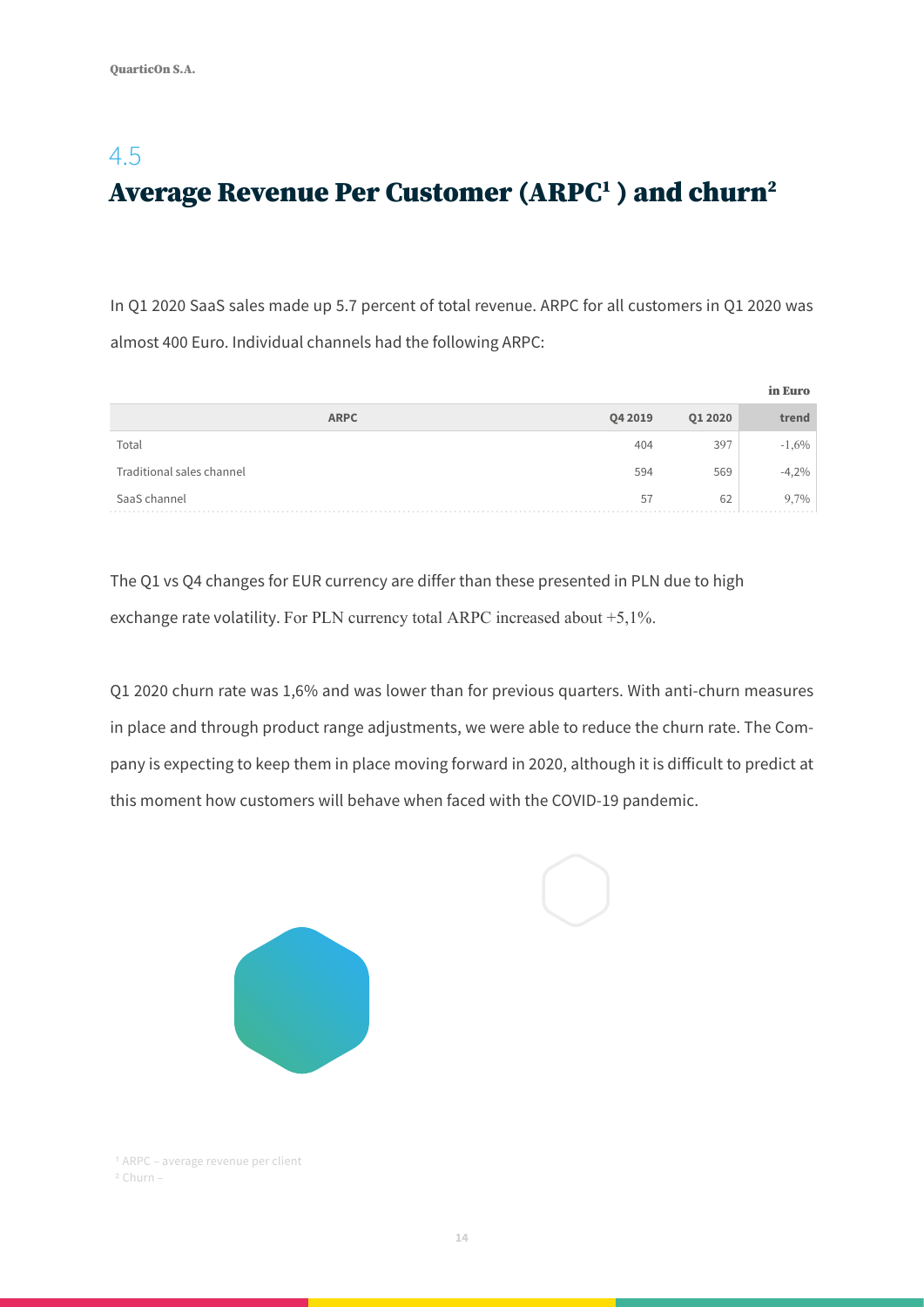## 4.5

# Average Revenue Per Customer (ARPC[1] ) and churn[2]

In Q1 2020 SaaS sales made up 5.7 percent of total revenue. ARPC for all customers in Q1 2020 was almost 400 Euro. Individual channels had the following ARPC:

in Euro

| ARPC | Q4 2019 | Q1 2020 | trend |
|---|---|---|---|
| Total | 404 | 397 | -1,6% |
| Traditional sales channel | 594 | 569 | -4,2% |
| SaaS channel | 57 | 62 | 9,7% |

The Q1 vs Q4 changes for EUR currency are differ than these presented in PLN due to high exchange rate volatility. For PLN currency total ARPC increased about +5,1%.

Q1 2020 churn rate was 1,6% and was lower than for previous quarters. With anti-churn measures in place and through product range adjustments, we were able to reduce the churn rate. The Company is expecting to keep them in place moving forward in 2020, although it is difficult to predict at this moment how customers will behave when faced with the COVID-19 pandemic.

[1] ARPC – average revenue per client
[2] Churn –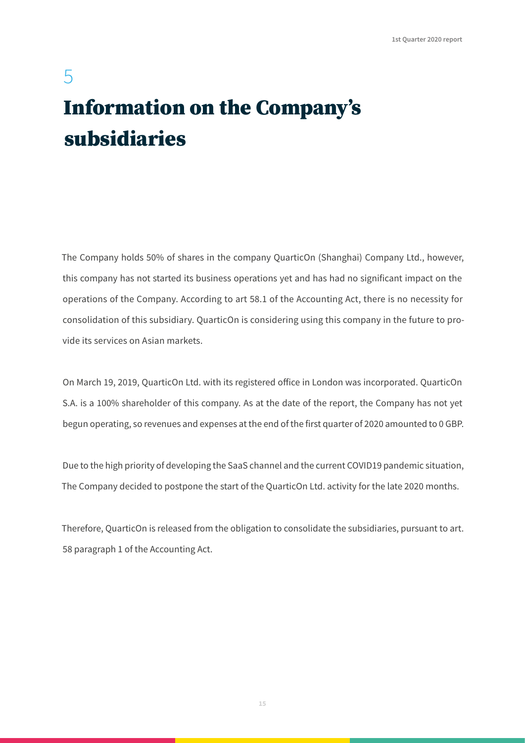# 5

# Information on the Company's subsidiaries

The Company holds 50% of shares in the company QuarticOn (Shanghai) Company Ltd., however, this company has not started its business operations yet and has had no significant impact on the operations of the Company. According to art 58.1 of the Accounting Act, there is no necessity for consolidation of this subsidiary. QuarticOn is considering using this company in the future to provide its services on Asian markets.

On March 19, 2019, QuarticOn Ltd. with its registered office in London was incorporated. QuarticOn S.A. is a 100% shareholder of this company. As at the date of the report, the Company has not yet begun operating, so revenues and expenses at the end of the first quarter of 2020 amounted to 0 GBP.

Due to the high priority of developing the SaaS channel and the current COVID19 pandemic situation, The Company decided to postpone the start of the QuarticOn Ltd. activity for the late 2020 months.

Therefore, QuarticOn is released from the obligation to consolidate the subsidiaries, pursuant to art. 58 paragraph 1 of the Accounting Act.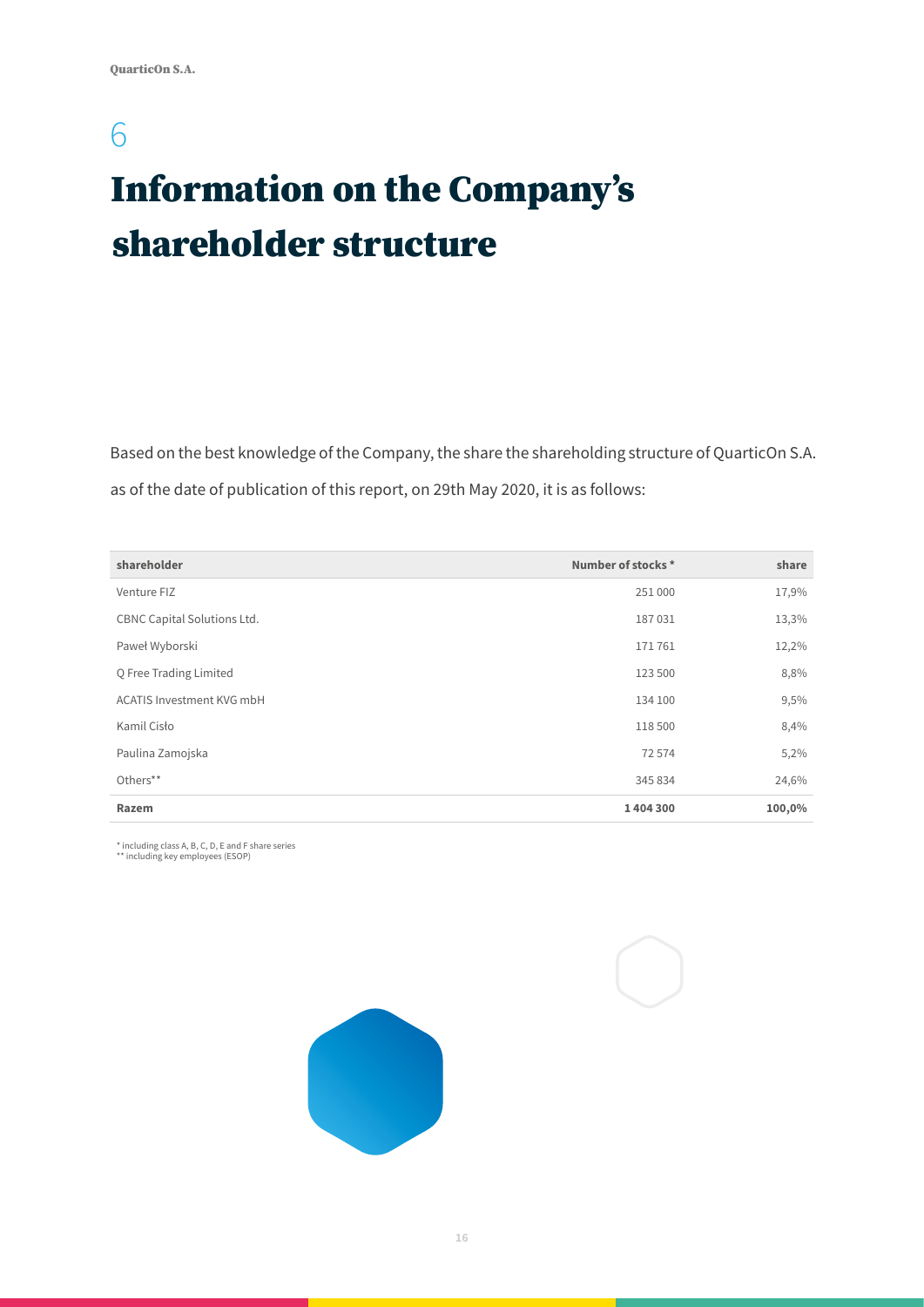# 6

# Information on the Company's shareholder structure

Based on the best knowledge of the Company, the share the shareholding structure of QuarticOn S.A. as of the date of publication of this report, on 29th May 2020, it is as follows:

| shareholder | Number of stocks * | share |
|---|---:|---:|
| Venture FIZ | 251 000 | 17,9% |
| CBNC Capital Solutions Ltd. | 187 031 | 13,3% |
| Paweł Wyborski | 171 761 | 12,2% |
| Q Free Trading Limited | 123 500 | 8,8% |
| ACATIS Investment KVG mbH | 134 100 | 9,5% |
| Kamil Cisło | 118 500 | 8,4% |
| Paulina Zamojska | 72 574 | 5,2% |
| Others** | 345 834 | 24,6% |
| **Razem** | **1 404 300** | **100,0%** |

\* including class A, B, C, D, E and F share series
\*\* including key employees (ESOP)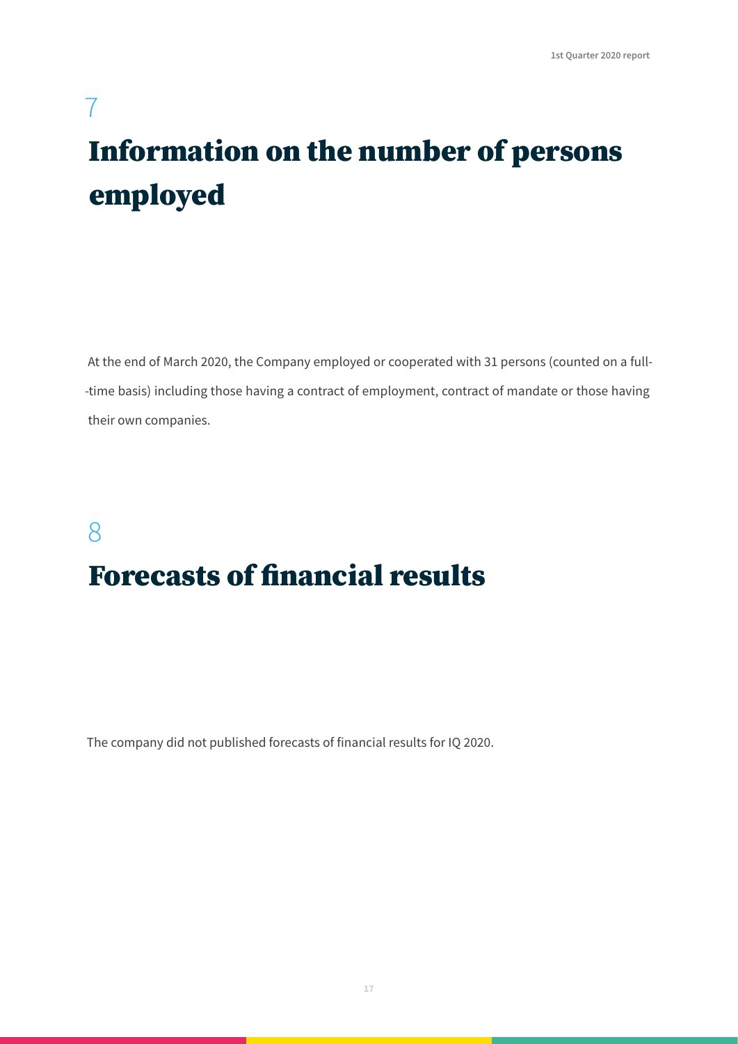# 7

# Information on the number of persons employed

At the end of March 2020, the Company employed or cooperated with 31 persons (counted on a full--time basis) including those having a contract of employment, contract of mandate or those having their own companies.

# 8

# Forecasts of financial results

The company did not published forecasts of financial results for IQ 2020.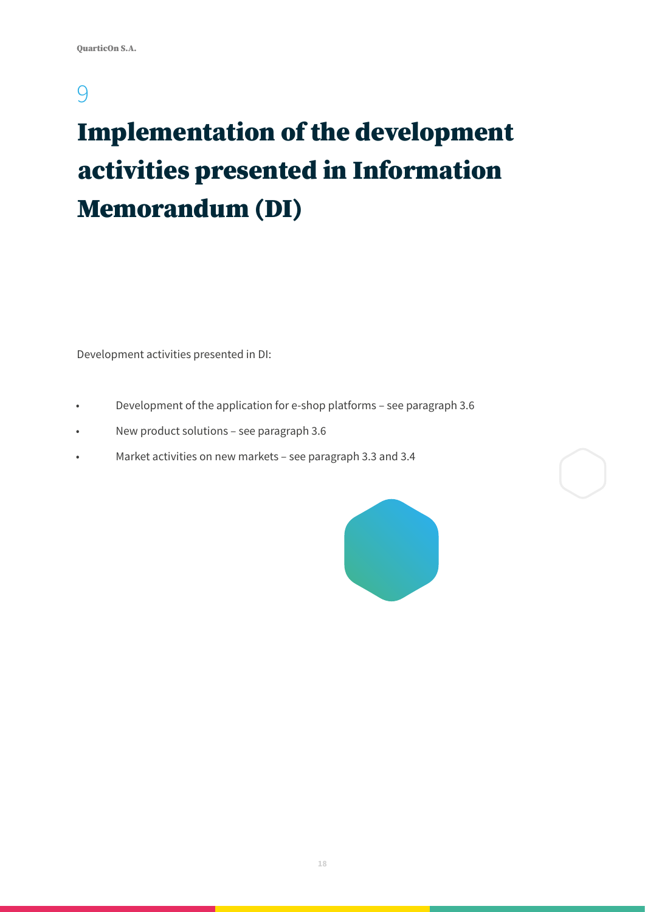# 9

# Implementation of the development activities presented in Information Memorandum (DI)

Development activities presented in DI:

- Development of the application for e-shop platforms – see paragraph 3.6
- New product solutions – see paragraph 3.6
- Market activities on new markets – see paragraph 3.3 and 3.4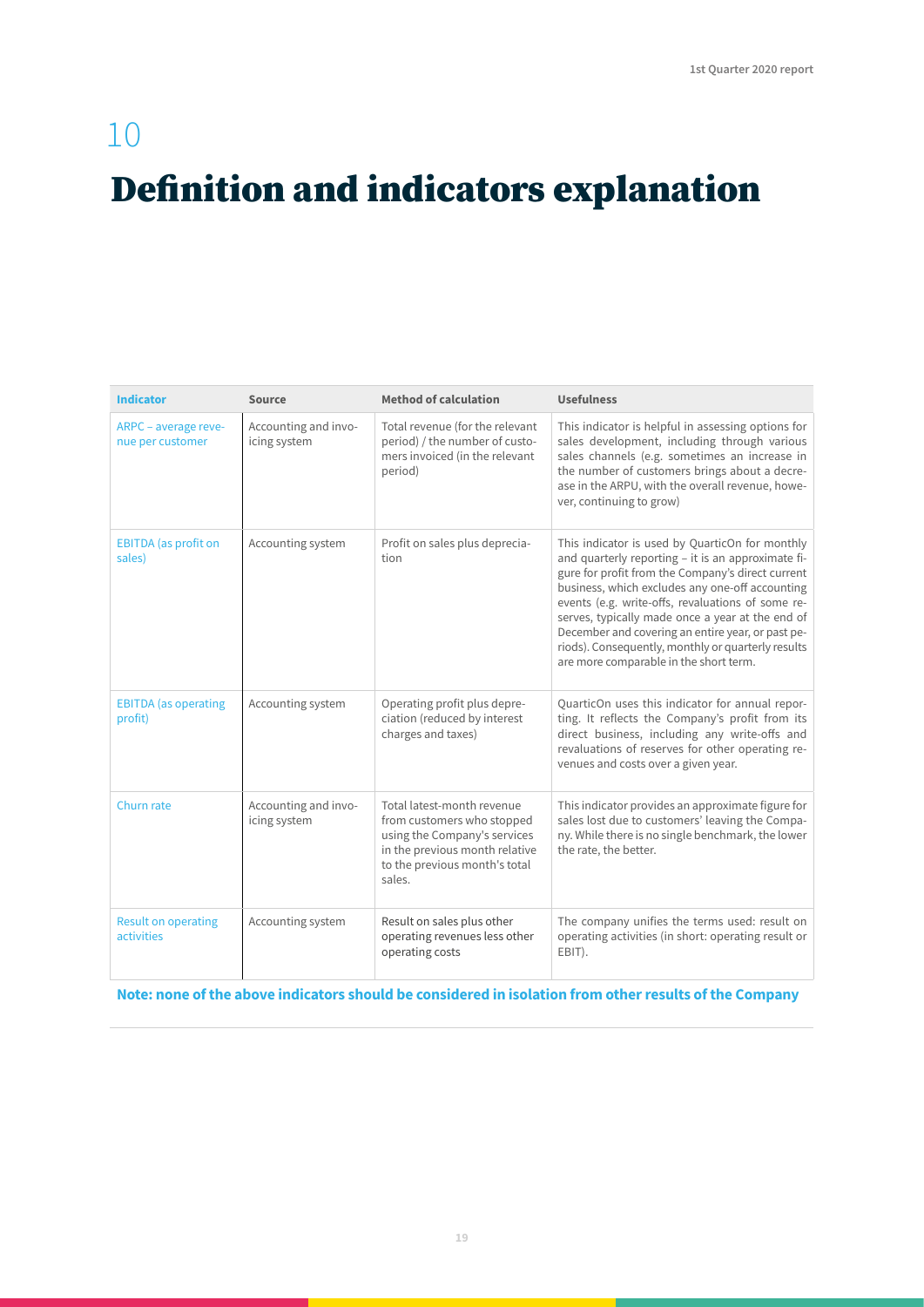# 10

# Definition and indicators explanation

| Indicator | Source | Method of calculation | Usefulness |
|---|---|---|---|
| ARPC – average revenue per customer | Accounting and invoicing system | Total revenue (for the relevant period) / the number of customers invoiced (in the relevant period) | This indicator is helpful in assessing options for sales development, including through various sales channels (e.g. sometimes an increase in the number of customers brings about a decrease in the ARPU, with the overall revenue, however, continuing to grow) |
| EBITDA (as profit on sales) | Accounting system | Profit on sales plus depreciation | This indicator is used by QuarticOn for monthly and quarterly reporting – it is an approximate figure for profit from the Company's direct current business, which excludes any one-off accounting events (e.g. write-offs, revaluations of some reserves, typically made once a year at the end of December and covering an entire year, or past periods). Consequently, monthly or quarterly results are more comparable in the short term. |
| EBITDA (as operating profit) | Accounting system | Operating profit plus depreciation (reduced by interest charges and taxes) | QuarticOn uses this indicator for annual reporting. It reflects the Company's profit from its direct business, including any write-offs and revaluations of reserves for other operating revenues and costs over a given year. |
| Churn rate | Accounting and invoicing system | Total latest-month revenue from customers who stopped using the Company's services in the previous month relative to the previous month's total sales. | This indicator provides an approximate figure for sales lost due to customers' leaving the Company. While there is no single benchmark, the lower the rate, the better. |
| Result on operating activities | Accounting system | Result on sales plus other operating revenues less other operating costs | The company unifies the terms used: result on operating activities (in short: operating result or EBIT). |

**Note: none of the above indicators should be considered in isolation from other results of the Company**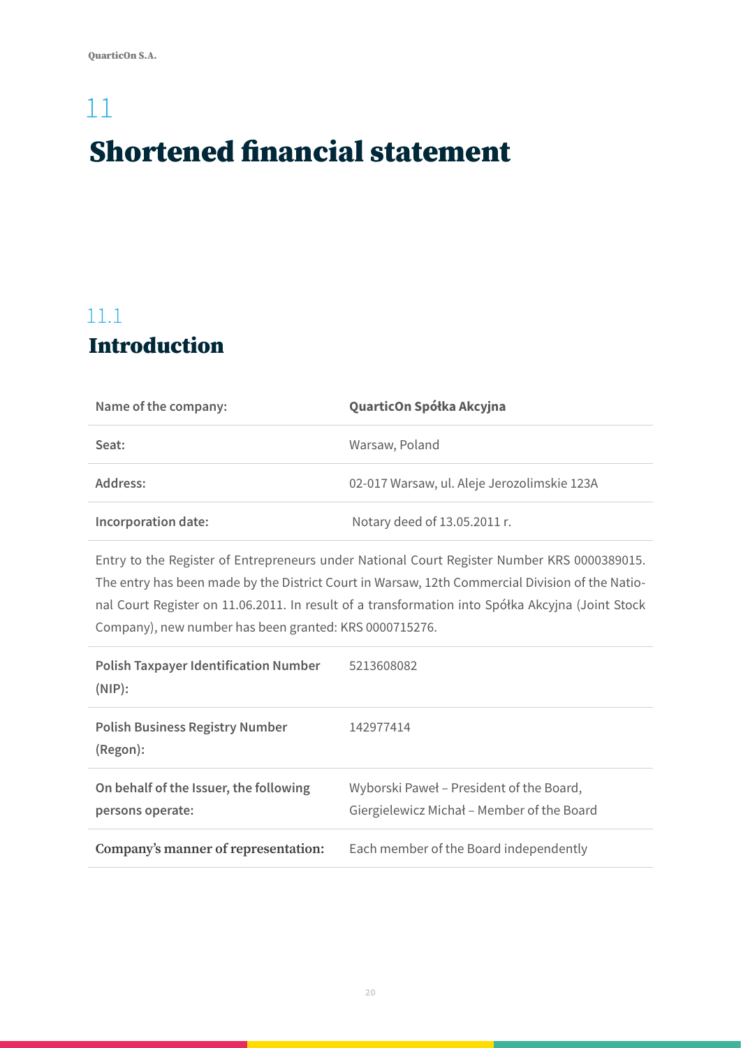# 11

# Shortened financial statement

## 11.1

## Introduction

| | |
|---|---|
| Name of the company: | **QuarticOn Spółka Akcyjna** |
| Seat: | Warsaw, Poland |
| Address: | 02-017 Warsaw, ul. Aleje Jerozolimskie 123A |
| Incorporation date: | Notary deed of 13.05.2011 r. |

Entry to the Register of Entrepreneurs under National Court Register Number KRS 0000389015. The entry has been made by the District Court in Warsaw, 12th Commercial Division of the National Court Register on 11.06.2011. In result of a transformation into Spółka Akcyjna (Joint Stock Company), new number has been granted: KRS 0000715276.

| | |
|---|---|
| Polish Taxpayer Identification Number (NIP): | 5213608082 |
| Polish Business Registry Number (Regon): | 142977414 |
| On behalf of the Issuer, the following persons operate: | Wyborski Paweł – President of the Board, Giergielewicz Michał – Member of the Board |
| Company's manner of representation: | Each member of the Board independently |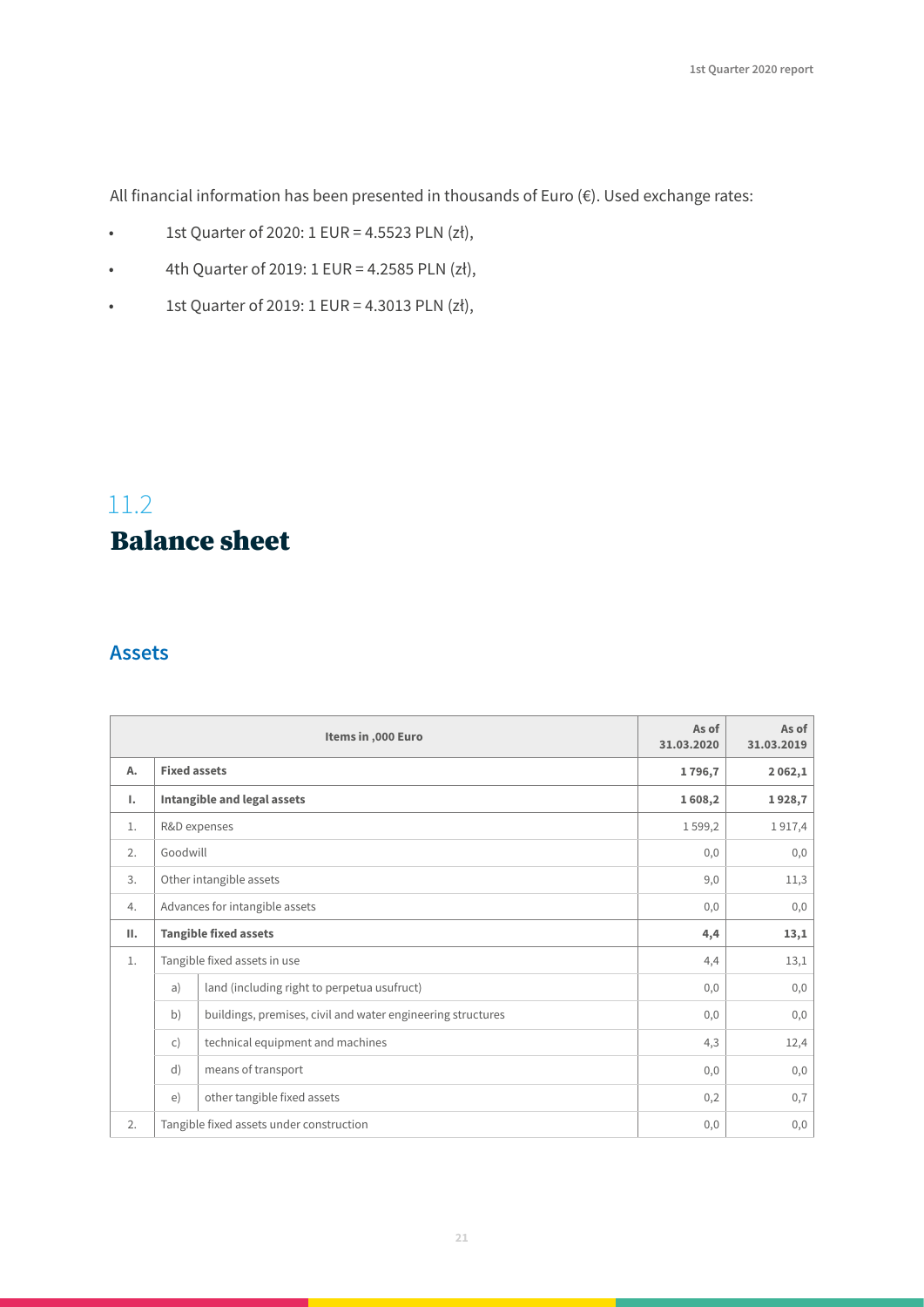All financial information has been presented in thousands of Euro (€). Used exchange rates:

- 1st Quarter of 2020: 1 EUR = 4.5523 PLN (zł),
- 4th Quarter of 2019: 1 EUR = 4.2585 PLN (zł),
- 1st Quarter of 2019: 1 EUR = 4.3013 PLN (zł),

11.2

# Balance sheet

## Assets

| | | Items in ,000 Euro | As of 31.03.2020 | As of 31.03.2019 |
|---|---|---|---|---|
| **A.** | **Fixed assets** | | **1 796,7** | **2 062,1** |
| **I.** | **Intangible and legal assets** | | **1 608,2** | **1 928,7** |
| 1. | R&D expenses | | 1 599,2 | 1 917,4 |
| 2. | Goodwill | | 0,0 | 0,0 |
| 3. | Other intangible assets | | 9,0 | 11,3 |
| 4. | Advances for intangible assets | | 0,0 | 0,0 |
| **II.** | **Tangible fixed assets** | | **4,4** | **13,1** |
| 1. | Tangible fixed assets in use | | 4,4 | 13,1 |
| | a) | land (including right to perpetua usufruct) | 0,0 | 0,0 |
| | b) | buildings, premises, civil and water engineering structures | 0,0 | 0,0 |
| | c) | technical equipment and machines | 4,3 | 12,4 |
| | d) | means of transport | 0,0 | 0,0 |
| | e) | other tangible fixed assets | 0,2 | 0,7 |
| 2. | Tangible fixed assets under construction | | 0,0 | 0,0 |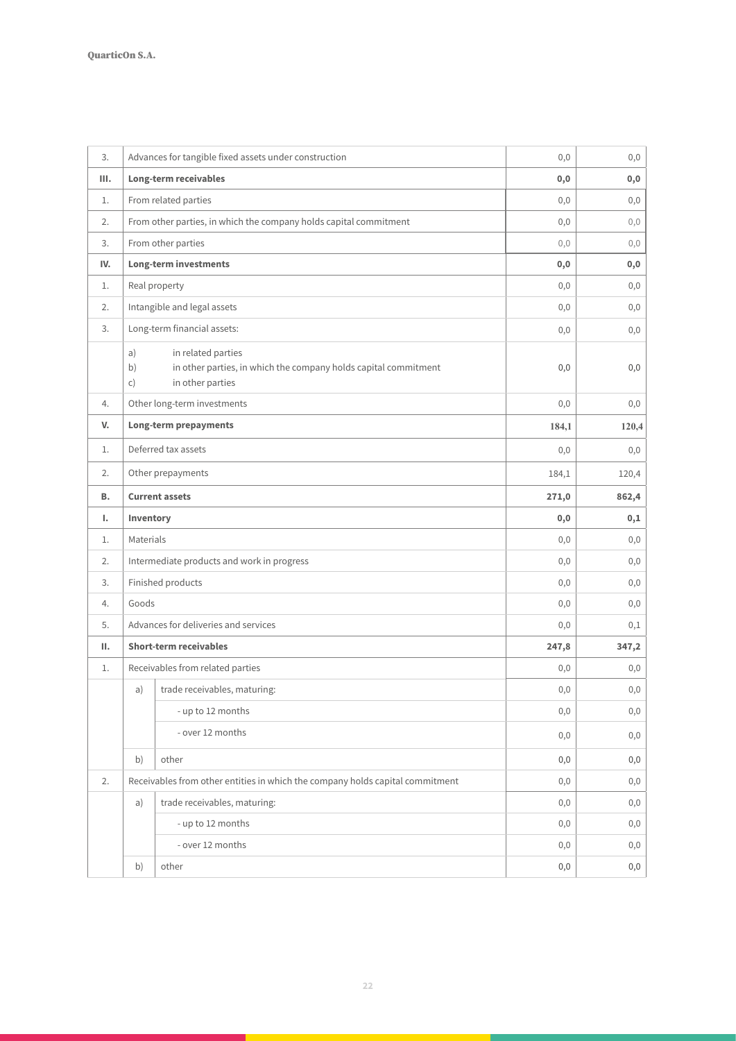| | | | | |
|---|---|---|---|---|
| 3. | Advances for tangible fixed assets under construction | | 0,0 | 0,0 |
| **III.** | **Long-term receivables** | | **0,0** | **0,0** |
| 1. | From related parties | | 0,0 | 0,0 |
| 2. | From other parties, in which the company holds capital commitment | | 0,0 | 0,0 |
| 3. | From other parties | | 0,0 | 0,0 |
| **IV.** | **Long-term investments** | | **0,0** | **0,0** |
| 1. | Real property | | 0,0 | 0,0 |
| 2. | Intangible and legal assets | | 0,0 | 0,0 |
| 3. | Long-term financial assets: | | 0,0 | 0,0 |
| | a) in related parties<br>b) in other parties, in which the company holds capital commitment<br>c) in other parties | | 0,0 | 0,0 |
| 4. | Other long-term investments | | 0,0 | 0,0 |
| **V.** | **Long-term prepayments** | | **184,1** | **120,4** |
| 1. | Deferred tax assets | | 0,0 | 0,0 |
| 2. | Other prepayments | | 184,1 | 120,4 |
| **B.** | **Current assets** | | **271,0** | **862,4** |
| **I.** | **Inventory** | | **0,0** | **0,1** |
| 1. | Materials | | 0,0 | 0,0 |
| 2. | Intermediate products and work in progress | | 0,0 | 0,0 |
| 3. | Finished products | | 0,0 | 0,0 |
| 4. | Goods | | 0,0 | 0,0 |
| 5. | Advances for deliveries and services | | 0,0 | 0,1 |
| **II.** | **Short-term receivables** | | **247,8** | **347,2** |
| 1. | Receivables from related parties | | 0,0 | 0,0 |
| | a) | trade receivables, maturing: | 0,0 | 0,0 |
| | | - up to 12 months | 0,0 | 0,0 |
| | | - over 12 months | 0,0 | 0,0 |
| | b) | other | 0,0 | 0,0 |
| 2. | Receivables from other entities in which the company holds capital commitment | | 0,0 | 0,0 |
| | a) | trade receivables, maturing: | 0,0 | 0,0 |
| | | - up to 12 months | 0,0 | 0,0 |
| | | - over 12 months | 0,0 | 0,0 |
| | b) | other | 0,0 | 0,0 |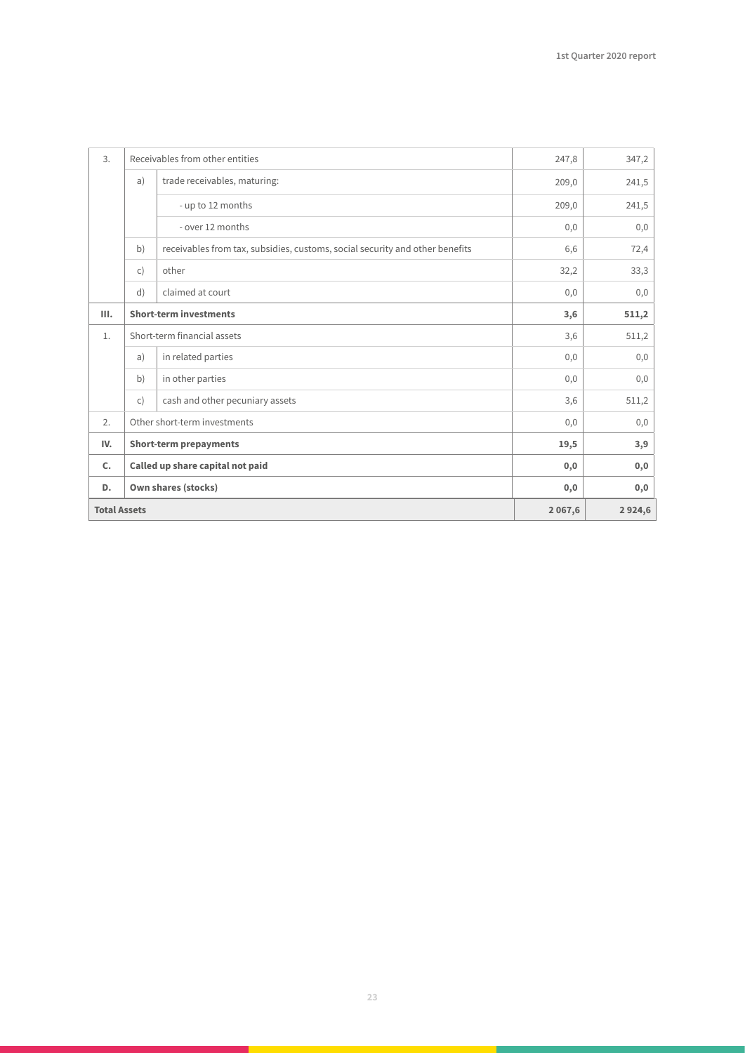| | | | | |
|---|---|---|---|---|
| 3. | Receivables from other entities | | 247,8 | 347,2 |
| | a) | trade receivables, maturing: | 209,0 | 241,5 |
| | | - up to 12 months | 209,0 | 241,5 |
| | | - over 12 months | 0,0 | 0,0 |
| | b) | receivables from tax, subsidies, customs, social security and other benefits | 6,6 | 72,4 |
| | c) | other | 32,2 | 33,3 |
| | d) | claimed at court | 0,0 | 0,0 |
| **III.** | **Short-term investments** | | **3,6** | **511,2** |
| 1. | Short-term financial assets | | 3,6 | 511,2 |
| | a) | in related parties | 0,0 | 0,0 |
| | b) | in other parties | 0,0 | 0,0 |
| | c) | cash and other pecuniary assets | 3,6 | 511,2 |
| 2. | Other short-term investments | | 0,0 | 0,0 |
| **IV.** | **Short-term prepayments** | | **19,5** | **3,9** |
| **C.** | **Called up share capital not paid** | | **0,0** | **0,0** |
| **D.** | **Own shares (stocks)** | | **0,0** | **0,0** |
| **Total Assets** | | | **2 067,6** | **2 924,6** |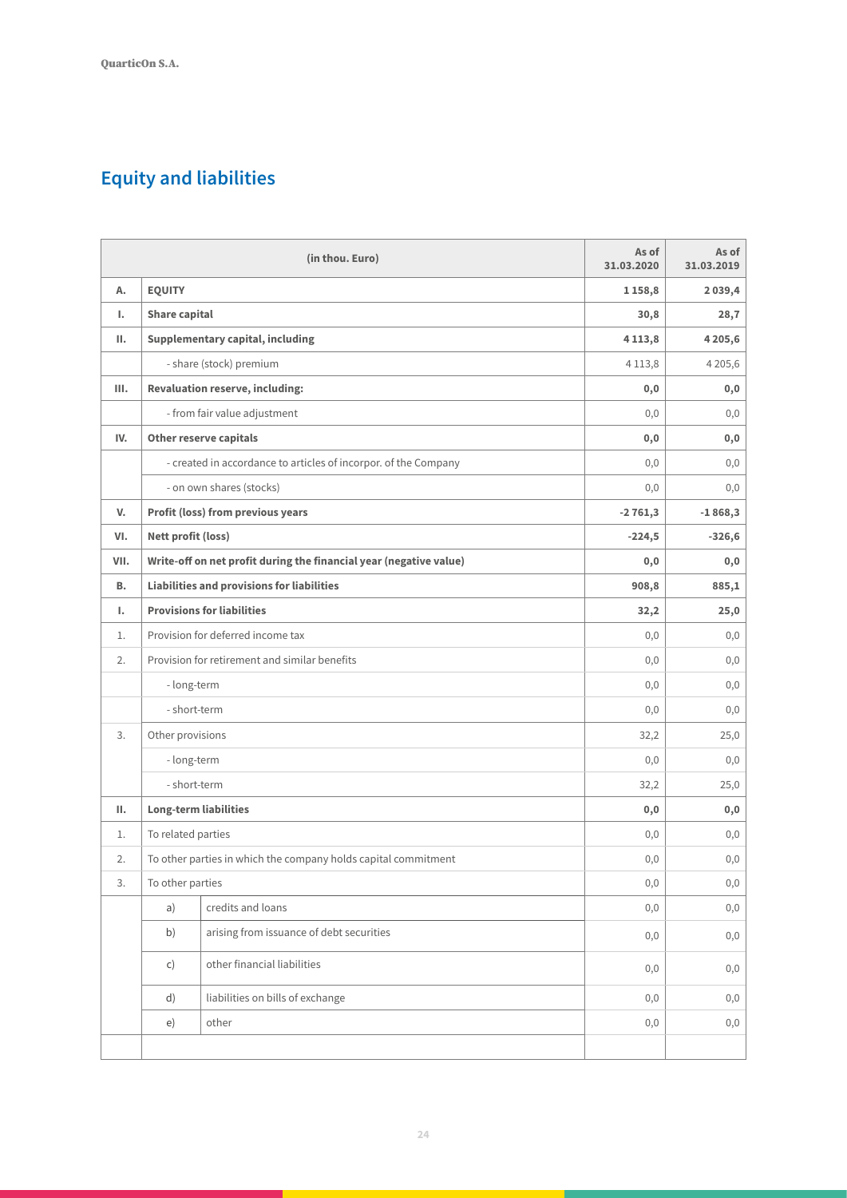## Equity and liabilities

| | (in thou. Euro) | | As of 31.03.2020 | As of 31.03.2019 |
|---|---|---|---|---|
| **A.** | **EQUITY** | | **1 158,8** | **2 039,4** |
| **I.** | **Share capital** | | **30,8** | **28,7** |
| **II.** | **Supplementary capital, including** | | **4 113,8** | **4 205,6** |
| | - share (stock) premium | | 4 113,8 | 4 205,6 |
| **III.** | **Revaluation reserve, including:** | | **0,0** | **0,0** |
| | - from fair value adjustment | | 0,0 | 0,0 |
| **IV.** | **Other reserve capitals** | | **0,0** | **0,0** |
| | - created in accordance to articles of incorpor. of the Company | | 0,0 | 0,0 |
| | - on own shares (stocks) | | 0,0 | 0,0 |
| **V.** | **Profit (loss) from previous years** | | **-2 761,3** | **-1 868,3** |
| **VI.** | **Nett profit (loss)** | | **-224,5** | **-326,6** |
| **VII.** | **Write-off on net profit during the financial year (negative value)** | | **0,0** | **0,0** |
| **B.** | **Liabilities and provisions for liabilities** | | **908,8** | **885,1** |
| **I.** | **Provisions for liabilities** | | **32,2** | **25,0** |
| 1. | Provision for deferred income tax | | 0,0 | 0,0 |
| 2. | Provision for retirement and similar benefits | | 0,0 | 0,0 |
| | - long-term | | 0,0 | 0,0 |
| | - short-term | | 0,0 | 0,0 |
| 3. | Other provisions | | 32,2 | 25,0 |
| | - long-term | | 0,0 | 0,0 |
| | - short-term | | 32,2 | 25,0 |
| **II.** | **Long-term liabilities** | | **0,0** | **0,0** |
| 1. | To related parties | | 0,0 | 0,0 |
| 2. | To other parties in which the company holds capital commitment | | 0,0 | 0,0 |
| 3. | To other parties | | 0,0 | 0,0 |
| | a) | credits and loans | 0,0 | 0,0 |
| | b) | arising from issuance of debt securities | 0,0 | 0,0 |
| | c) | other financial liabilities | 0,0 | 0,0 |
| | d) | liabilities on bills of exchange | 0,0 | 0,0 |
| | e) | other | 0,0 | 0,0 |
| | | | | |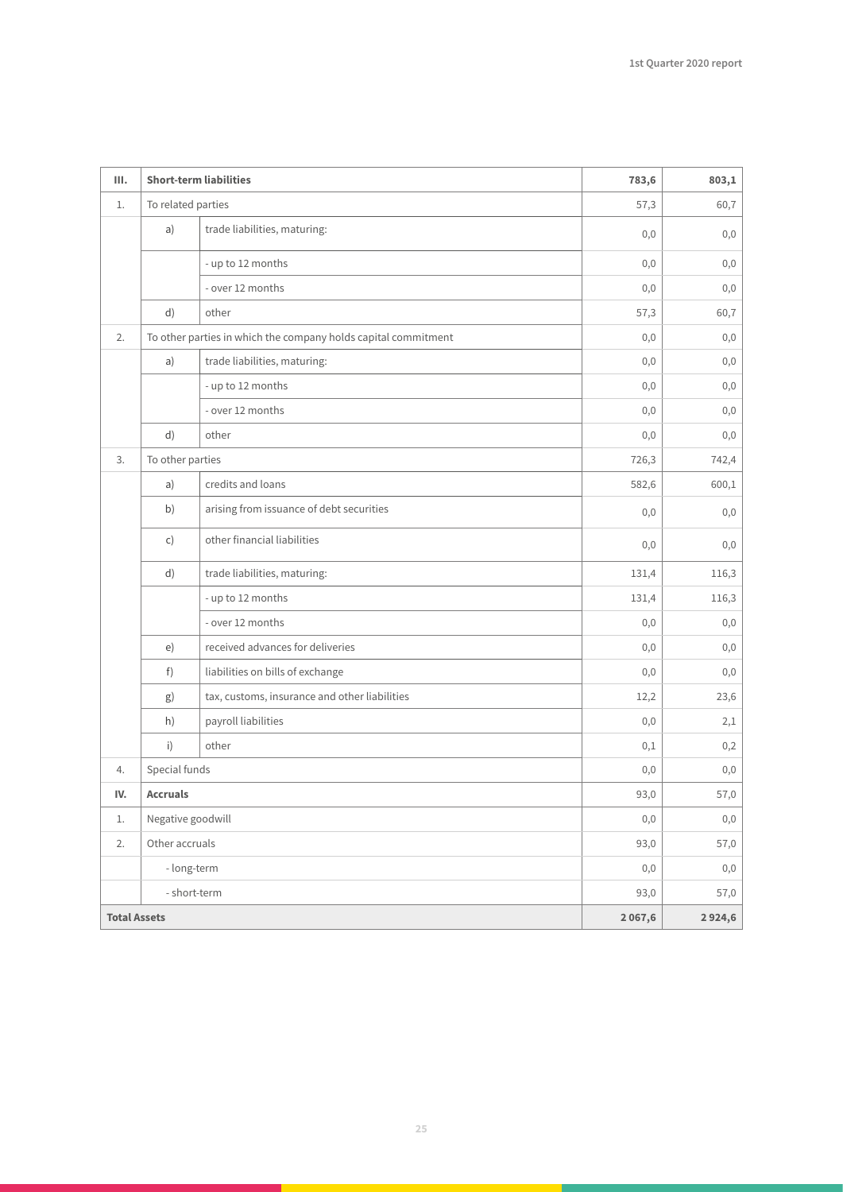| III. | Short-term liabilities | | 783,6 | 803,1 |
|---|---|---|---|---|
| 1. | To related parties | | 57,3 | 60,7 |
| | a) | trade liabilities, maturing: | 0,0 | 0,0 |
| | | - up to 12 months | 0,0 | 0,0 |
| | | - over 12 months | 0,0 | 0,0 |
| | d) | other | 57,3 | 60,7 |
| 2. | To other parties in which the company holds capital commitment | | 0,0 | 0,0 |
| | a) | trade liabilities, maturing: | 0,0 | 0,0 |
| | | - up to 12 months | 0,0 | 0,0 |
| | | - over 12 months | 0,0 | 0,0 |
| | d) | other | 0,0 | 0,0 |
| 3. | To other parties | | 726,3 | 742,4 |
| | a) | credits and loans | 582,6 | 600,1 |
| | b) | arising from issuance of debt securities | 0,0 | 0,0 |
| | c) | other financial liabilities | 0,0 | 0,0 |
| | d) | trade liabilities, maturing: | 131,4 | 116,3 |
| | | - up to 12 months | 131,4 | 116,3 |
| | | - over 12 months | 0,0 | 0,0 |
| | e) | received advances for deliveries | 0,0 | 0,0 |
| | f) | liabilities on bills of exchange | 0,0 | 0,0 |
| | g) | tax, customs, insurance and other liabilities | 12,2 | 23,6 |
| | h) | payroll liabilities | 0,0 | 2,1 |
| | i) | other | 0,1 | 0,2 |
| 4. | Special funds | | 0,0 | 0,0 |
| **IV.** | **Accruals** | | 93,0 | 57,0 |
| 1. | Negative goodwill | | 0,0 | 0,0 |
| 2. | Other accruals | | 93,0 | 57,0 |
| | - long-term | | 0,0 | 0,0 |
| | - short-term | | 93,0 | 57,0 |
| **Total Assets** | | | **2 067,6** | **2 924,6** |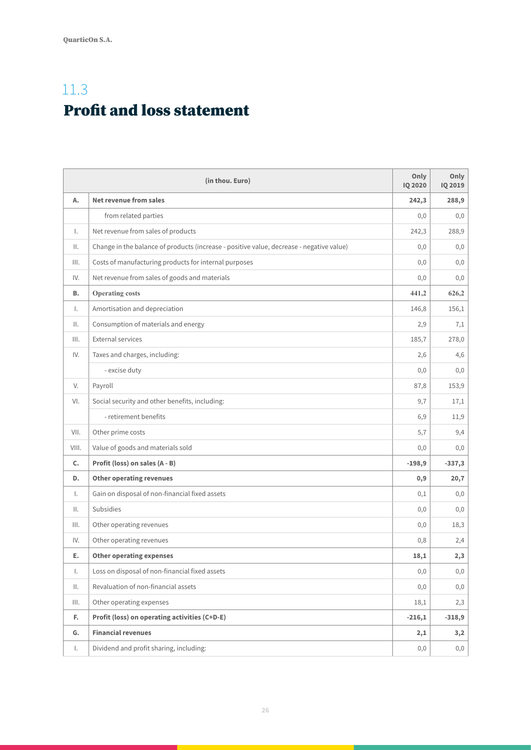## 11.3

# Profit and loss statement

| | (in thou. Euro) | Only IQ 2020 | Only IQ 2019 |
|---|---|---|---|
| **A.** | **Net revenue from sales** | **242,3** | **288,9** |
| | from related parties | 0,0 | 0,0 |
| I. | Net revenue from sales of products | 242,3 | 288,9 |
| II. | Change in the balance of products (increase - positive value, decrease - negative value) | 0,0 | 0,0 |
| III. | Costs of manufacturing products for internal purposes | 0,0 | 0,0 |
| IV. | Net revenue from sales of goods and materials | 0,0 | 0,0 |
| **B.** | **Operating costs** | **441,2** | **626,2** |
| I. | Amortisation and depreciation | 146,8 | 156,1 |
| II. | Consumption of materials and energy | 2,9 | 7,1 |
| III. | External services | 185,7 | 278,0 |
| IV. | Taxes and charges, including: | 2,6 | 4,6 |
| | - excise duty | 0,0 | 0,0 |
| V. | Payroll | 87,8 | 153,9 |
| VI. | Social security and other benefits, including: | 9,7 | 17,1 |
| | - retirement benefits | 6,9 | 11,9 |
| VII. | Other prime costs | 5,7 | 9,4 |
| VIII. | Value of goods and materials sold | 0,0 | 0,0 |
| **C.** | **Profit (loss) on sales (A - B)** | **-198,9** | **-337,3** |
| **D.** | **Other operating revenues** | **0,9** | **20,7** |
| I. | Gain on disposal of non-financial fixed assets | 0,1 | 0,0 |
| II. | Subsidies | 0,0 | 0,0 |
| III. | Other operating revenues | 0,0 | 18,3 |
| IV. | Other operating revenues | 0,8 | 2,4 |
| **E.** | **Other operating expenses** | **18,1** | **2,3** |
| I. | Loss on disposal of non-financial fixed assets | 0,0 | 0,0 |
| II. | Revaluation of non-financial assets | 0,0 | 0,0 |
| III. | Other operating expenses | 18,1 | 2,3 |
| **F.** | **Profit (loss) on operating activities (C+D-E)** | **-216,1** | **-318,9** |
| **G.** | **Financial revenues** | **2,1** | **3,2** |
| I. | Dividend and profit sharing, including: | 0,0 | 0,0 |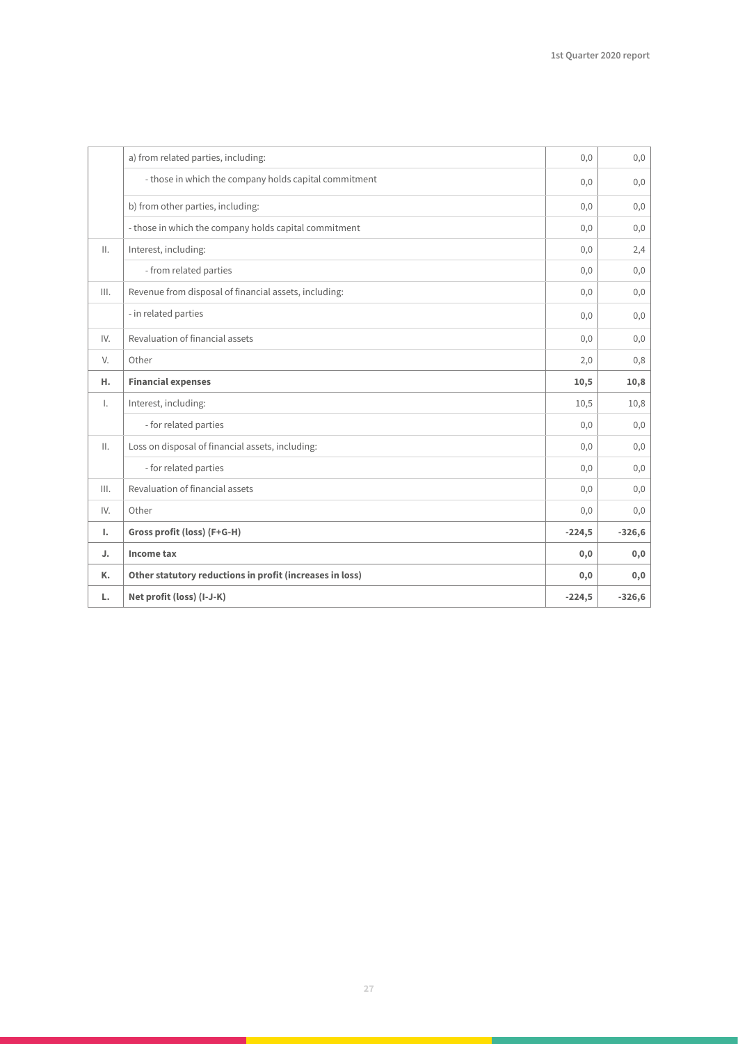|  |  |  |  |
|---|---|---|---|
|  | a) from related parties, including: | 0,0 | 0,0 |
|  | - those in which the company holds capital commitment | 0,0 | 0,0 |
|  | b) from other parties, including: | 0,0 | 0,0 |
|  | - those in which the company holds capital commitment | 0,0 | 0,0 |
| II. | Interest, including: | 0,0 | 2,4 |
|  | - from related parties | 0,0 | 0,0 |
| III. | Revenue from disposal of financial assets, including: | 0,0 | 0,0 |
|  | - in related parties | 0,0 | 0,0 |
| IV. | Revaluation of financial assets | 0,0 | 0,0 |
| V. | Other | 2,0 | 0,8 |
| **H.** | **Financial expenses** | **10,5** | **10,8** |
| I. | Interest, including: | 10,5 | 10,8 |
|  | - for related parties | 0,0 | 0,0 |
| II. | Loss on disposal of financial assets, including: | 0,0 | 0,0 |
|  | - for related parties | 0,0 | 0,0 |
| III. | Revaluation of financial assets | 0,0 | 0,0 |
| IV. | Other | 0,0 | 0,0 |
| **I.** | **Gross profit (loss) (F+G-H)** | **-224,5** | **-326,6** |
| **J.** | **Income tax** | **0,0** | **0,0** |
| **K.** | **Other statutory reductions in profit (increases in loss)** | **0,0** | **0,0** |
| **L.** | **Net profit (loss) (I-J-K)** | **-224,5** | **-326,6** |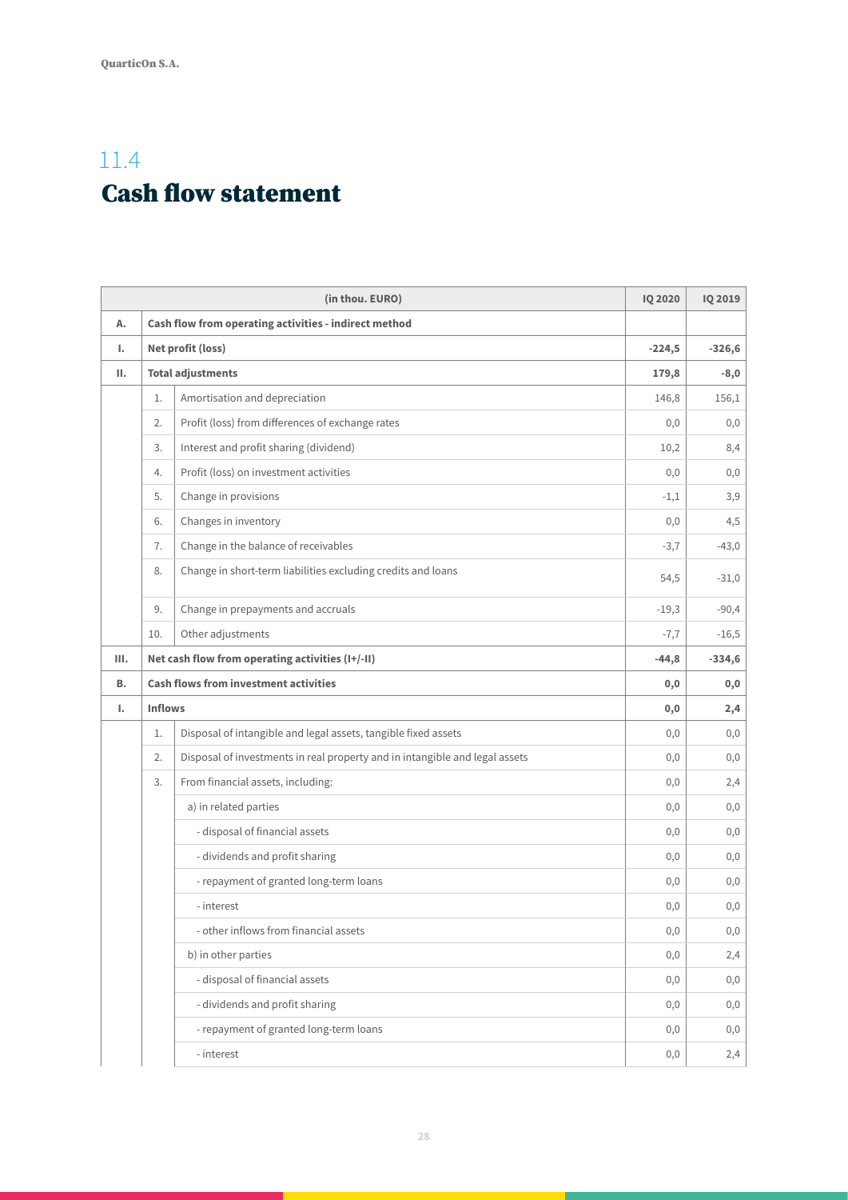## 11.4

# Cash flow statement

| | | (in thou. EURO) | IQ 2020 | IQ 2019 |
|---|---|---|---|---|
| **A.** | **Cash flow from operating activities - indirect method** | | | |
| **I.** | **Net profit (loss)** | | **-224,5** | **-326,6** |
| **II.** | **Total adjustments** | | **179,8** | **-8,0** |
| | 1. | Amortisation and depreciation | 146,8 | 156,1 |
| | 2. | Profit (loss) from differences of exchange rates | 0,0 | 0,0 |
| | 3. | Interest and profit sharing (dividend) | 10,2 | 8,4 |
| | 4. | Profit (loss) on investment activities | 0,0 | 0,0 |
| | 5. | Change in provisions | -1,1 | 3,9 |
| | 6. | Changes in inventory | 0,0 | 4,5 |
| | 7. | Change in the balance of receivables | -3,7 | -43,0 |
| | 8. | Change in short-term liabilities excluding credits and loans | 54,5 | -31,0 |
| | 9. | Change in prepayments and accruals | -19,3 | -90,4 |
| | 10. | Other adjustments | -7,7 | -16,5 |
| **III.** | **Net cash flow from operating activities (I+/-II)** | | **-44,8** | **-334,6** |
| **B.** | **Cash flows from investment activities** | | **0,0** | **0,0** |
| **I.** | **Inflows** | | **0,0** | **2,4** |
| | 1. | Disposal of intangible and legal assets, tangible fixed assets | 0,0 | 0,0 |
| | 2. | Disposal of investments in real property and in intangible and legal assets | 0,0 | 0,0 |
| | 3. | From financial assets, including: | 0,0 | 2,4 |
| | | a) in related parties | 0,0 | 0,0 |
| | | - disposal of financial assets | 0,0 | 0,0 |
| | | - dividends and profit sharing | 0,0 | 0,0 |
| | | - repayment of granted long-term loans | 0,0 | 0,0 |
| | | - interest | 0,0 | 0,0 |
| | | - other inflows from financial assets | 0,0 | 0,0 |
| | | b) in other parties | 0,0 | 2,4 |
| | | - disposal of financial assets | 0,0 | 0,0 |
| | | - dividends and profit sharing | 0,0 | 0,0 |
| | | - repayment of granted long-term loans | 0,0 | 0,0 |
| | | - interest | 0,0 | 2,4 |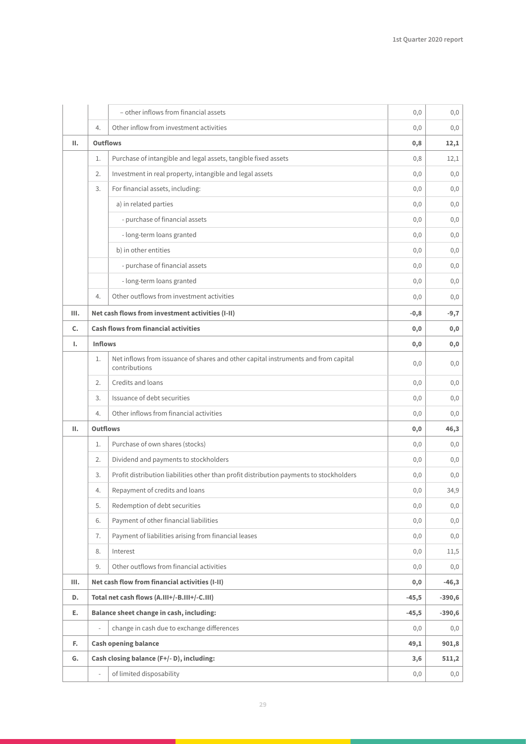|  |  |  |  |  |
|---|---|---|---|---|
|  |  | – other inflows from financial assets | 0,0 | 0,0 |
|  | 4. | Other inflow from investment activities | 0,0 | 0,0 |
| **II.** | **Outflows** |  | **0,8** | **12,1** |
|  | 1. | Purchase of intangible and legal assets, tangible fixed assets | 0,8 | 12,1 |
|  | 2. | Investment in real property, intangible and legal assets | 0,0 | 0,0 |
|  | 3. | For financial assets, including: | 0,0 | 0,0 |
|  |  | a) in related parties | 0,0 | 0,0 |
|  |  | - purchase of financial assets | 0,0 | 0,0 |
|  |  | - long-term loans granted | 0,0 | 0,0 |
|  |  | b) in other entities | 0,0 | 0,0 |
|  |  | - purchase of financial assets | 0,0 | 0,0 |
|  |  | - long-term loans granted | 0,0 | 0,0 |
|  | 4. | Other outflows from investment activities | 0,0 | 0,0 |
| **III.** | **Net cash flows from investment activities (I-II)** |  | **-0,8** | **-9,7** |
| **C.** | **Cash flows from financial activities** |  | **0,0** | **0,0** |
| **I.** | **Inflows** |  | **0,0** | **0,0** |
|  | 1. | Net inflows from issuance of shares and other capital instruments and from capital contributions | 0,0 | 0,0 |
|  | 2. | Credits and loans | 0,0 | 0,0 |
|  | 3. | Issuance of debt securities | 0,0 | 0,0 |
|  | 4. | Other inflows from financial activities | 0,0 | 0,0 |
| **II.** | **Outflows** |  | **0,0** | **46,3** |
|  | 1. | Purchase of own shares (stocks) | 0,0 | 0,0 |
|  | 2. | Dividend and payments to stockholders | 0,0 | 0,0 |
|  | 3. | Profit distribution liabilities other than profit distribution payments to stockholders | 0,0 | 0,0 |
|  | 4. | Repayment of credits and loans | 0,0 | 34,9 |
|  | 5. | Redemption of debt securities | 0,0 | 0,0 |
|  | 6. | Payment of other financial liabilities | 0,0 | 0,0 |
|  | 7. | Payment of liabilities arising from financial leases | 0,0 | 0,0 |
|  | 8. | Interest | 0,0 | 11,5 |
|  | 9. | Other outflows from financial activities | 0,0 | 0,0 |
| **III.** | **Net cash flow from financial activities (I-II)** |  | **0,0** | **-46,3** |
| **D.** | **Total net cash flows (A.III+/-B.III+/-C.III)** |  | **-45,5** | **-390,6** |
| **E.** | **Balance sheet change in cash, including:** |  | **-45,5** | **-390,6** |
|  | - | change in cash due to exchange differences | 0,0 | 0,0 |
| **F.** | **Cash opening balance** |  | **49,1** | **901,8** |
| **G.** | **Cash closing balance (F+/- D), including:** |  | **3,6** | **511,2** |
|  | - | of limited disposability | 0,0 | 0,0 |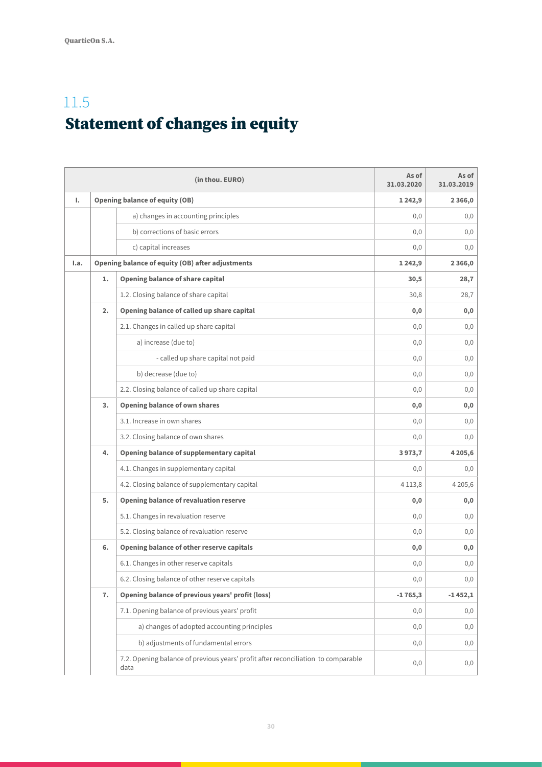## 11.5

# Statement of changes in equity

| | | (in thou. EURO) | As of 31.03.2020 | As of 31.03.2019 |
|---|---|---|---|---|
| I. | **Opening balance of equity (OB)** | | **1 242,9** | **2 366,0** |
| | | a) changes in accounting principles | 0,0 | 0,0 |
| | | b) corrections of basic errors | 0,0 | 0,0 |
| | | c) capital increases | 0,0 | 0,0 |
| I.a. | **Opening balance of equity (OB) after adjustments** | | **1 242,9** | **2 366,0** |
| | **1.** | **Opening balance of share capital** | **30,5** | **28,7** |
| | | 1.2. Closing balance of share capital | 30,8 | 28,7 |
| | **2.** | **Opening balance of called up share capital** | **0,0** | **0,0** |
| | | 2.1. Changes in called up share capital | 0,0 | 0,0 |
| | | a) increase (due to) | 0,0 | 0,0 |
| | | - called up share capital not paid | 0,0 | 0,0 |
| | | b) decrease (due to) | 0,0 | 0,0 |
| | | 2.2. Closing balance of called up share capital | 0,0 | 0,0 |
| | **3.** | **Opening balance of own shares** | **0,0** | **0,0** |
| | | 3.1. Increase in own shares | 0,0 | 0,0 |
| | | 3.2. Closing balance of own shares | 0,0 | 0,0 |
| | **4.** | **Opening balance of supplementary capital** | **3 973,7** | **4 205,6** |
| | | 4.1. Changes in supplementary capital | 0,0 | 0,0 |
| | | 4.2. Closing balance of supplementary capital | 4 113,8 | 4 205,6 |
| | **5.** | **Opening balance of revaluation reserve** | **0,0** | **0,0** |
| | | 5.1. Changes in revaluation reserve | 0,0 | 0,0 |
| | | 5.2. Closing balance of revaluation reserve | 0,0 | 0,0 |
| | **6.** | **Opening balance of other reserve capitals** | **0,0** | **0,0** |
| | | 6.1. Changes in other reserve capitals | 0,0 | 0,0 |
| | | 6.2. Closing balance of other reserve capitals | 0,0 | 0,0 |
| | **7.** | **Opening balance of previous years' profit (loss)** | **-1 765,3** | **-1 452,1** |
| | | 7.1. Opening balance of previous years' profit | 0,0 | 0,0 |
| | | a) changes of adopted accounting principles | 0,0 | 0,0 |
| | | b) adjustments of fundamental errors | 0,0 | 0,0 |
| | | 7.2. Opening balance of previous years' profit after reconciliation to comparable data | 0,0 | 0,0 |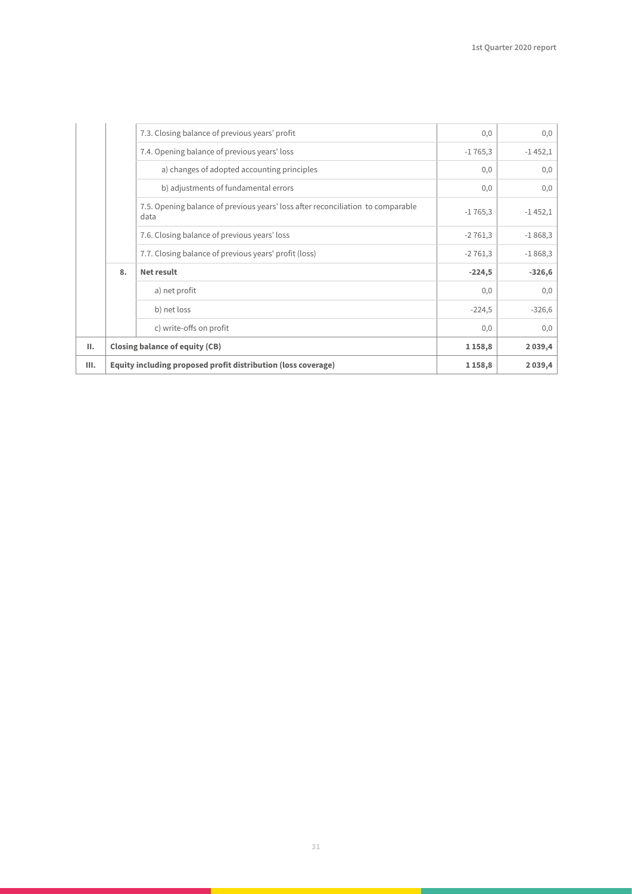| | | | | |
|---|---|---|---|---|
| | | 7.3. Closing balance of previous years' profit | 0,0 | 0,0 |
| | | 7.4. Opening balance of previous years' loss | -1 765,3 | -1 452,1 |
| | | a) changes of adopted accounting principles | 0,0 | 0,0 |
| | | b) adjustments of fundamental errors | 0,0 | 0,0 |
| | | 7.5. Opening balance of previous years' loss after reconciliation to comparable data | -1 765,3 | -1 452,1 |
| | | 7.6. Closing balance of previous years' loss | -2 761,3 | -1 868,3 |
| | | 7.7. Closing balance of previous years' profit (loss) | -2 761,3 | -1 868,3 |
| | **8.** | **Net result** | **-224,5** | **-326,6** |
| | | a) net profit | 0,0 | 0,0 |
| | | b) net loss | -224,5 | -326,6 |
| | | c) write-offs on profit | 0,0 | 0,0 |
| **II.** | **Closing balance of equity (CB)** | | **1 158,8** | **2 039,4** |
| **III.** | **Equity including proposed profit distribution (loss coverage)** | | **1 158,8** | **2 039,4** |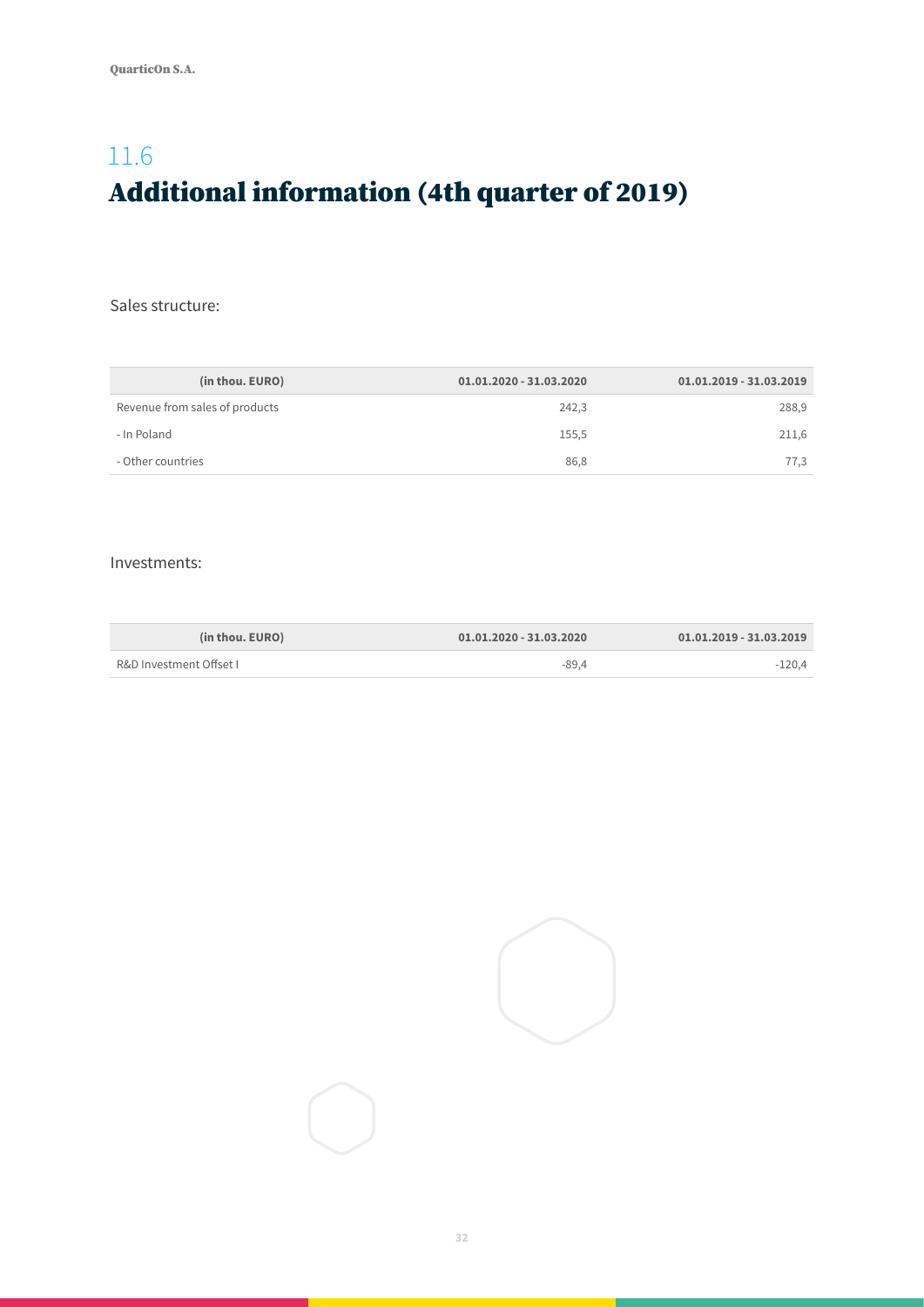## 11.6 Additional information (4th quarter of 2019)

Sales structure:

| (in thou. EURO) | 01.01.2020 - 31.03.2020 | 01.01.2019 - 31.03.2019 |
|---|---|---|
| Revenue from sales of products | 242,3 | 288,9 |
| - In Poland | 155,5 | 211,6 |
| - Other countries | 86,8 | 77,3 |

Investments:

| (in thou. EURO) | 01.01.2020 - 31.03.2020 | 01.01.2019 - 31.03.2019 |
|---|---|---|
| R&D Investment Offset I | -89,4 | -120,4 |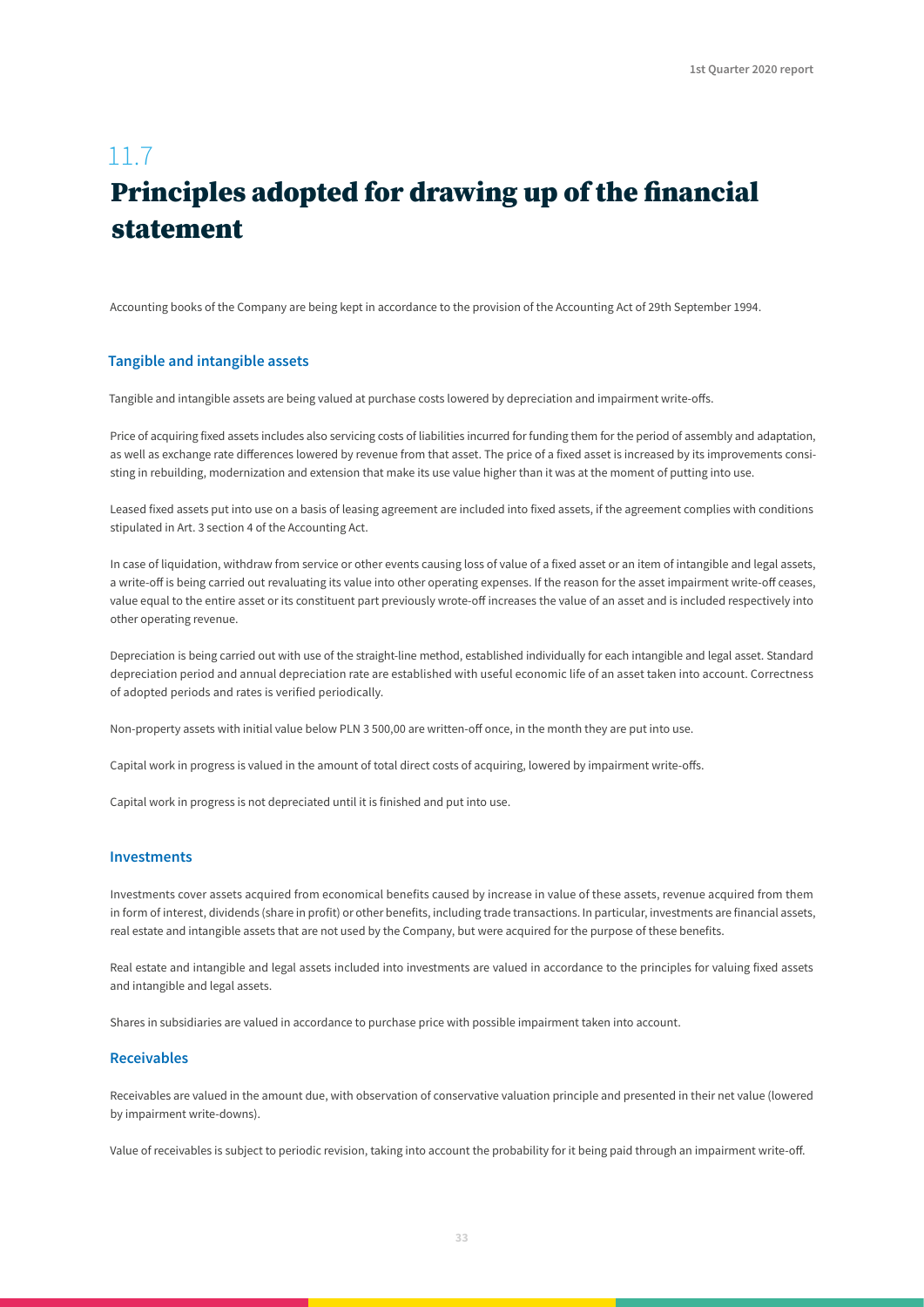# 11.7

# Principles adopted for drawing up of the financial statement

Accounting books of the Company are being kept in accordance to the provision of the Accounting Act of 29th September 1994.

### Tangible and intangible assets

Tangible and intangible assets are being valued at purchase costs lowered by depreciation and impairment write-offs.

Price of acquiring fixed assets includes also servicing costs of liabilities incurred for funding them for the period of assembly and adaptation, as well as exchange rate differences lowered by revenue from that asset. The price of a fixed asset is increased by its improvements consisting in rebuilding, modernization and extension that make its use value higher than it was at the moment of putting into use.

Leased fixed assets put into use on a basis of leasing agreement are included into fixed assets, if the agreement complies with conditions stipulated in Art. 3 section 4 of the Accounting Act.

In case of liquidation, withdraw from service or other events causing loss of value of a fixed asset or an item of intangible and legal assets, a write-off is being carried out revaluating its value into other operating expenses. If the reason for the asset impairment write-off ceases, value equal to the entire asset or its constituent part previously wrote-off increases the value of an asset and is included respectively into other operating revenue.

Depreciation is being carried out with use of the straight-line method, established individually for each intangible and legal asset. Standard depreciation period and annual depreciation rate are established with useful economic life of an asset taken into account. Correctness of adopted periods and rates is verified periodically.

Non-property assets with initial value below PLN 3 500,00 are written-off once, in the month they are put into use.

Capital work in progress is valued in the amount of total direct costs of acquiring, lowered by impairment write-offs.

Capital work in progress is not depreciated until it is finished and put into use.

### Investments

Investments cover assets acquired from economical benefits caused by increase in value of these assets, revenue acquired from them in form of interest, dividends (share in profit) or other benefits, including trade transactions. In particular, investments are financial assets, real estate and intangible assets that are not used by the Company, but were acquired for the purpose of these benefits.

Real estate and intangible and legal assets included into investments are valued in accordance to the principles for valuing fixed assets and intangible and legal assets.

Shares in subsidiaries are valued in accordance to purchase price with possible impairment taken into account.

### Receivables

Receivables are valued in the amount due, with observation of conservative valuation principle and presented in their net value (lowered by impairment write-downs).

Value of receivables is subject to periodic revision, taking into account the probability for it being paid through an impairment write-off.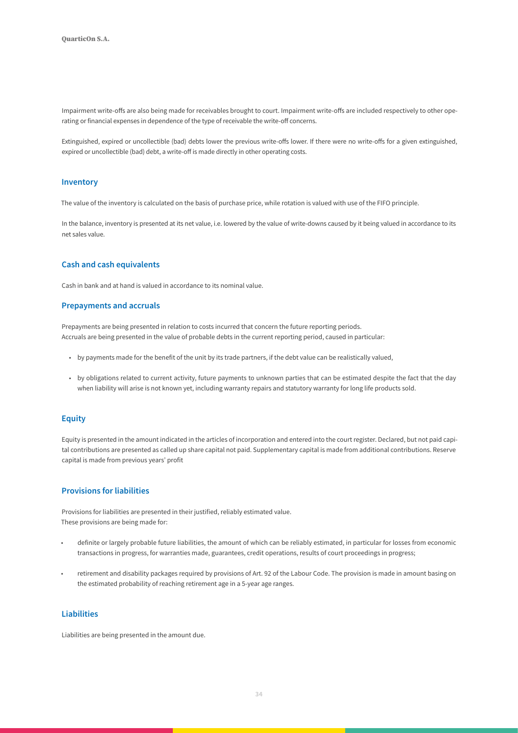Impairment write-offs are also being made for receivables brought to court. Impairment write-offs are included respectively to other operating or financial expenses in dependence of the type of receivable the write-off concerns.

Extinguished, expired or uncollectible (bad) debts lower the previous write-offs lower. If there were no write-offs for a given extinguished, expired or uncollectible (bad) debt, a write-off is made directly in other operating costs.

## Inventory

The value of the inventory is calculated on the basis of purchase price, while rotation is valued with use of the FIFO principle.

In the balance, inventory is presented at its net value, i.e. lowered by the value of write-downs caused by it being valued in accordance to its net sales value.

## Cash and cash equivalents

Cash in bank and at hand is valued in accordance to its nominal value.

## Prepayments and accruals

Prepayments are being presented in relation to costs incurred that concern the future reporting periods.
Accruals are being presented in the value of probable debts in the current reporting period, caused in particular:

- by payments made for the benefit of the unit by its trade partners, if the debt value can be realistically valued,
- by obligations related to current activity, future payments to unknown parties that can be estimated despite the fact that the day when liability will arise is not known yet, including warranty repairs and statutory warranty for long life products sold.

## Equity

Equity is presented in the amount indicated in the articles of incorporation and entered into the court register. Declared, but not paid capital contributions are presented as called up share capital not paid. Supplementary capital is made from additional contributions. Reserve capital is made from previous years' profit

## Provisions for liabilities

Provisions for liabilities are presented in their justified, reliably estimated value.
These provisions are being made for:

- definite or largely probable future liabilities, the amount of which can be reliably estimated, in particular for losses from economic transactions in progress, for warranties made, guarantees, credit operations, results of court proceedings in progress;
- retirement and disability packages required by provisions of Art. 92 of the Labour Code. The provision is made in amount basing on the estimated probability of reaching retirement age in a 5-year age ranges.

## Liabilities

Liabilities are being presented in the amount due.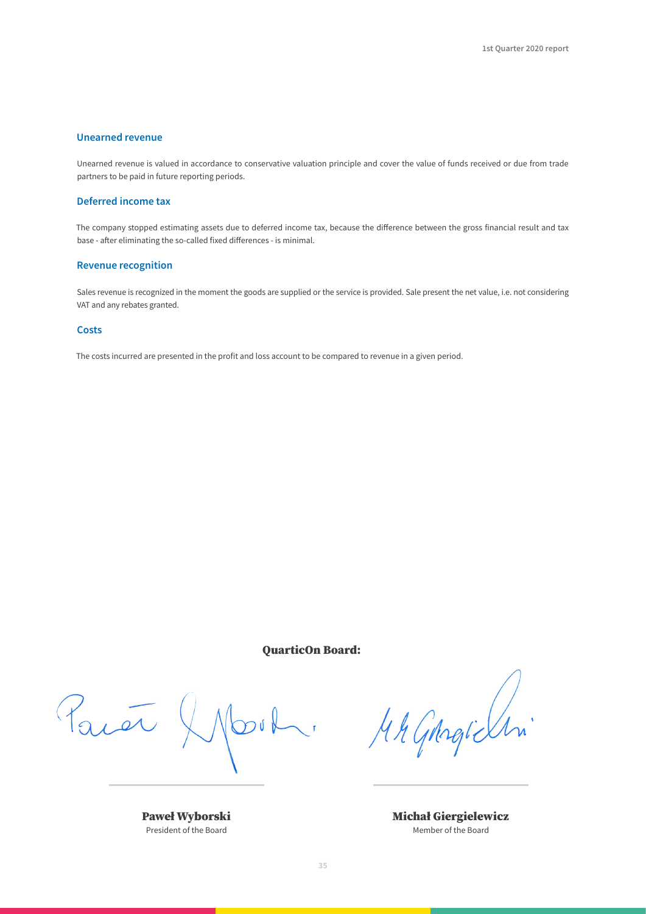### Unearned revenue

Unearned revenue is valued in accordance to conservative valuation principle and cover the value of funds received or due from trade partners to be paid in future reporting periods.

### Deferred income tax

The company stopped estimating assets due to deferred income tax, because the difference between the gross financial result and tax base - after eliminating the so-called fixed differences - is minimal.

### Revenue recognition

Sales revenue is recognized in the moment the goods are supplied or the service is provided. Sale present the net value, i.e. not considering VAT and any rebates granted.

### Costs

The costs incurred are presented in the profit and loss account to be compared to revenue in a given period.

**QuarticOn Board:**

| **Paweł Wyborski** | **Michał Giergielewicz** |
|---|---|
| President of the Board | Member of the Board |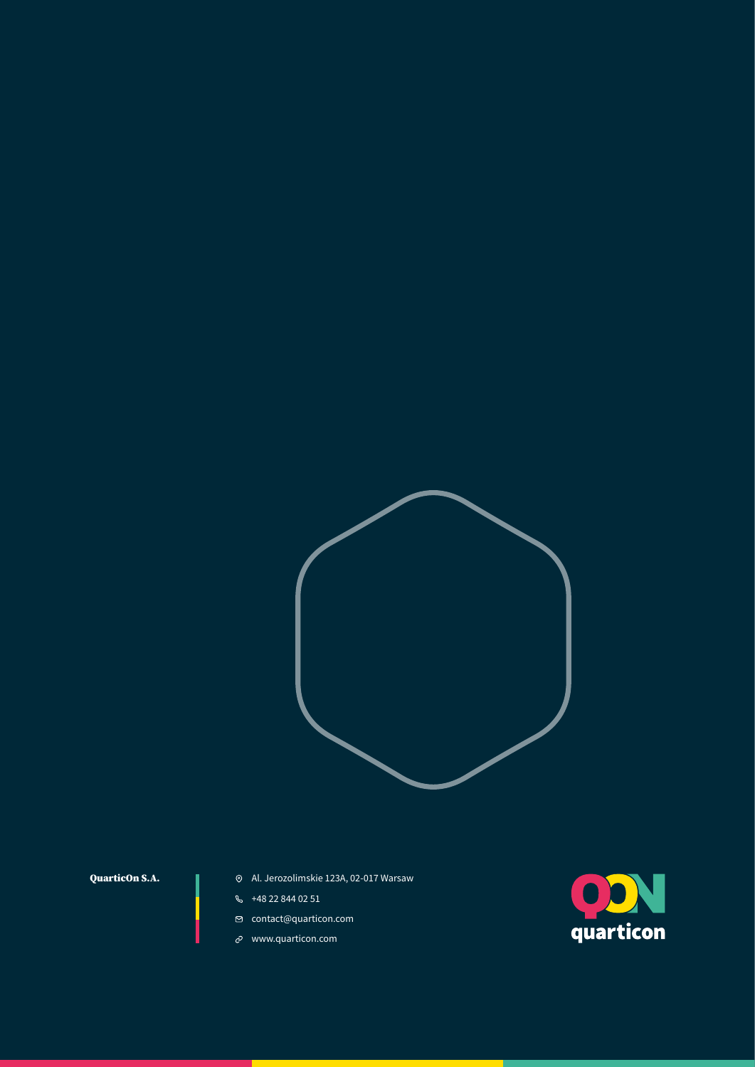**QuarticOn S.A.**

- Al. Jerozolimskie 123A, 02-017 Warsaw
- +48 22 844 02 51
- contact@quarticon.com
- www.quarticon.com

quarticon